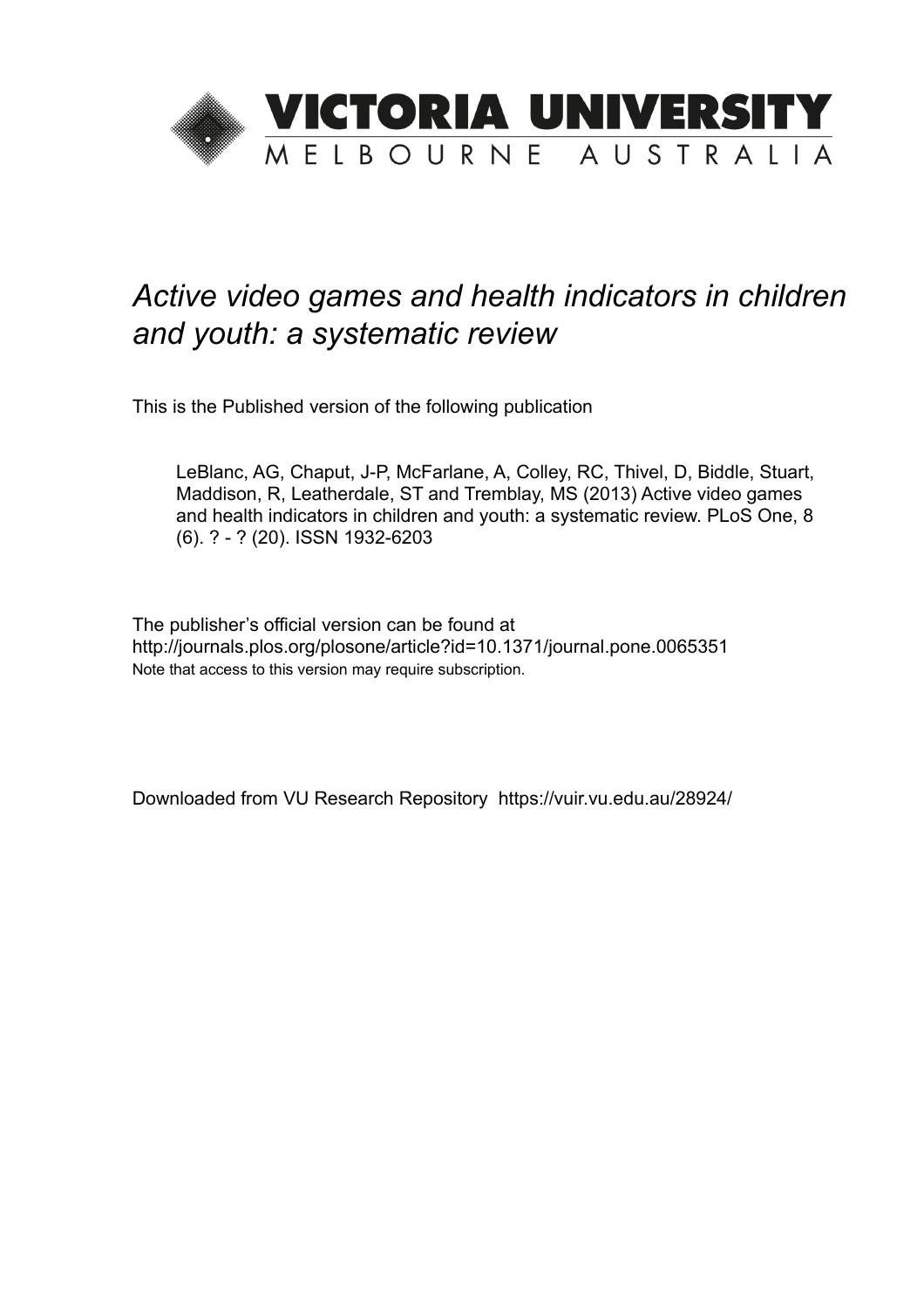VICTORIA UNIVERSITY
MELBOURNE AUSTRALIA

# *Active video games and health indicators in children and youth: a systematic review*

This is the Published version of the following publication

LeBlanc, AG, Chaput, J-P, McFarlane, A, Colley, RC, Thivel, D, Biddle, Stuart, Maddison, R, Leatherdale, ST and Tremblay, MS (2013) Active video games and health indicators in children and youth: a systematic review. PLoS One, 8 (6). ? - ? (20). ISSN 1932-6203

The publisher's official version can be found at
http://journals.plos.org/plosone/article?id=10.1371/journal.pone.0065351
Note that access to this version may require subscription.

Downloaded from VU Research Repository https://vuir.vu.edu.au/28924/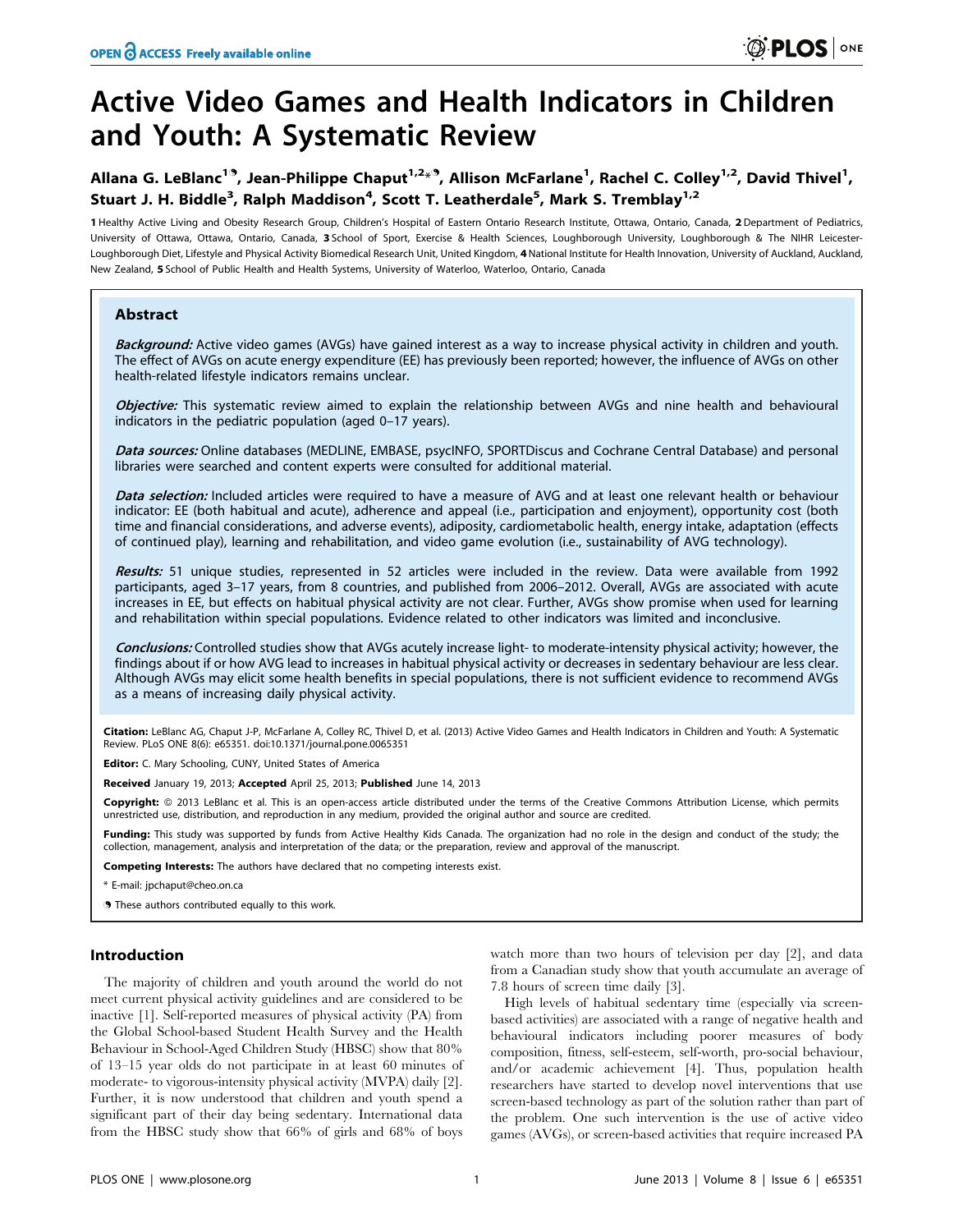# Active Video Games and Health Indicators in Children and Youth: A Systematic Review

Allana G. LeBlanc[1] ¶, Jean-Philippe Chaput[1,2]* ¶, Allison McFarlane[1], Rachel C. Colley[1,2], David Thivel[1], Stuart J. H. Biddle[3], Ralph Maddison[4], Scott T. Leatherdale[5], Mark S. Tremblay[1,2]

1 Healthy Active Living and Obesity Research Group, Children's Hospital of Eastern Ontario Research Institute, Ottawa, Ontario, Canada, 2 Department of Pediatrics, University of Ottawa, Ottawa, Ontario, Canada, 3 School of Sport, Exercise & Health Sciences, Loughborough University, Loughborough & The NIHR Leicester-Loughborough Diet, Lifestyle and Physical Activity Biomedical Research Unit, United Kingdom, 4 National Institute for Health Innovation, University of Auckland, Auckland, New Zealand, 5 School of Public Health and Health Systems, University of Waterloo, Waterloo, Ontario, Canada

## Abstract

***Background:*** Active video games (AVGs) have gained interest as a way to increase physical activity in children and youth. The effect of AVGs on acute energy expenditure (EE) has previously been reported; however, the influence of AVGs on other health-related lifestyle indicators remains unclear.

***Objective:*** This systematic review aimed to explain the relationship between AVGs and nine health and behavioural indicators in the pediatric population (aged 0–17 years).

***Data sources:*** Online databases (MEDLINE, EMBASE, psycINFO, SPORTDiscus and Cochrane Central Database) and personal libraries were searched and content experts were consulted for additional material.

***Data selection:*** Included articles were required to have a measure of AVG and at least one relevant health or behaviour indicator: EE (both habitual and acute), adherence and appeal (i.e., participation and enjoyment), opportunity cost (both time and financial considerations, and adverse events), adiposity, cardiometabolic health, energy intake, adaptation (effects of continued play), learning and rehabilitation, and video game evolution (i.e., sustainability of AVG technology).

***Results:*** 51 unique studies, represented in 52 articles were included in the review. Data were available from 1992 participants, aged 3–17 years, from 8 countries, and published from 2006–2012. Overall, AVGs are associated with acute increases in EE, but effects on habitual physical activity are not clear. Further, AVGs show promise when used for learning and rehabilitation within special populations. Evidence related to other indicators was limited and inconclusive.

***Conclusions:*** Controlled studies show that AVGs acutely increase light- to moderate-intensity physical activity; however, the findings about if or how AVG lead to increases in habitual physical activity or decreases in sedentary behaviour are less clear. Although AVGs may elicit some health benefits in special populations, there is not sufficient evidence to recommend AVGs as a means of increasing daily physical activity.

**Citation:** LeBlanc AG, Chaput J-P, McFarlane A, Colley RC, Thivel D, et al. (2013) Active Video Games and Health Indicators in Children and Youth: A Systematic Review. PLoS ONE 8(6): e65351. doi:10.1371/journal.pone.0065351

**Editor:** C. Mary Schooling, CUNY, United States of America

**Received** January 19, 2013; **Accepted** April 25, 2013; **Published** June 14, 2013

**Copyright:** © 2013 LeBlanc et al. This is an open-access article distributed under the terms of the Creative Commons Attribution License, which permits unrestricted use, distribution, and reproduction in any medium, provided the original author and source are credited.

**Funding:** This study was supported by funds from Active Healthy Kids Canada. The organization had no role in the design and conduct of the study; the collection, management, analysis and interpretation of the data; or the preparation, review and approval of the manuscript.

**Competing Interests:** The authors have declared that no competing interests exist.

\* E-mail: jpchaput@cheo.on.ca

¶ These authors contributed equally to this work.

## Introduction

The majority of children and youth around the world do not meet current physical activity guidelines and are considered to be inactive [1]. Self-reported measures of physical activity (PA) from the Global School-based Student Health Survey and the Health Behaviour in School-Aged Children Study (HBSC) show that 80% of 13–15 year olds do not participate in at least 60 minutes of moderate- to vigorous-intensity physical activity (MVPA) daily [2]. Further, it is now understood that children and youth spend a significant part of their day being sedentary. International data from the HBSC study show that 66% of girls and 68% of boys watch more than two hours of television per day [2], and data from a Canadian study show that youth accumulate an average of 7.8 hours of screen time daily [3].

High levels of habitual sedentary time (especially via screen-based activities) are associated with a range of negative health and behavioural indicators including poorer measures of body composition, fitness, self-esteem, self-worth, pro-social behaviour, and/or academic achievement [4]. Thus, population health researchers have started to develop novel interventions that use screen-based technology as part of the solution rather than part of the problem. One such intervention is the use of active video games (AVGs), or screen-based activities that require increased PA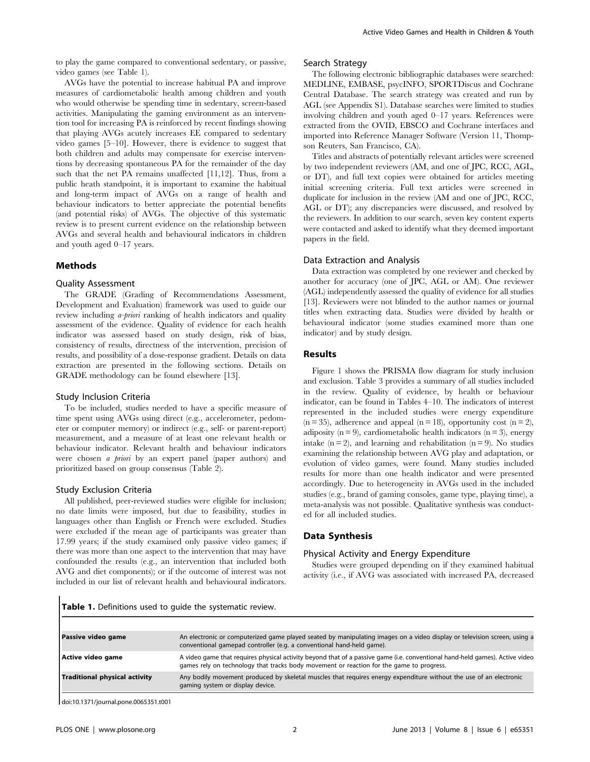to play the game compared to conventional sedentary, or passive, video games (see Table 1).

AVGs have the potential to increase habitual PA and improve measures of cardiometabolic health among children and youth who would otherwise be spending time in sedentary, screen-based activities. Manipulating the gaming environment as an intervention tool for increasing PA is reinforced by recent findings showing that playing AVGs acutely increases EE compared to sedentary video games [5–10]. However, there is evidence to suggest that both children and adults may compensate for exercise interventions by decreasing spontaneous PA for the remainder of the day such that the net PA remains unaffected [11,12]. Thus, from a public heath standpoint, it is important to examine the habitual and long-term impact of AVGs on a range of health and behaviour indicators to better appreciate the potential benefits (and potential risks) of AVGs. The objective of this systematic review is to present current evidence on the relationship between AVGs and several health and behavioural indicators in children and youth aged 0–17 years.

## Methods

### Quality Assessment

The GRADE (Grading of Recommendations Assessment, Development and Evaluation) framework was used to guide our review including *a-priori* ranking of health indicators and quality assessment of the evidence. Quality of evidence for each health indicator was assessed based on study design, risk of bias, consistency of results, directness of the intervention, precision of results, and possibility of a dose-response gradient. Details on data extraction are presented in the following sections. Details on GRADE methodology can be found elsewhere [13].

### Study Inclusion Criteria

To be included, studies needed to have a specific measure of time spent using AVGs using direct (e.g., accelerometer, pedometer or computer memory) or indirect (e.g., self- or parent-report) measurement, and a measure of at least one relevant health or behaviour indicator. Relevant health and behaviour indicators were chosen *a priori* by an expert panel (paper authors) and prioritized based on group consensus (Table 2).

### Study Exclusion Criteria

All published, peer-reviewed studies were eligible for inclusion; no date limits were imposed, but due to feasibility, studies in languages other than English or French were excluded. Studies were excluded if the mean age of participants was greater than 17.99 years; if the study examined only passive video games; if there was more than one aspect to the intervention that may have confounded the results (e.g., an intervention that included both AVG and diet components); or if the outcome of interest was not included in our list of relevant health and behavioural indicators.

### Search Strategy

The following electronic bibliographic databases were searched: MEDLINE, EMBASE, psycINFO, SPORTDiscus and Cochrane Central Database. The search strategy was created and run by AGL (see Appendix S1). Database searches were limited to studies involving children and youth aged 0–17 years. References were extracted from the OVID, EBSCO and Cochrane interfaces and imported into Reference Manager Software (Version 11, Thompson Reuters, San Francisco, CA).

Titles and abstracts of potentially relevant articles were screened by two independent reviewers (AM, and one of JPC, RCC, AGL, or DT), and full text copies were obtained for articles meeting initial screening criteria. Full text articles were screened in duplicate for inclusion in the review (AM and one of JPC, RCC, AGL or DT); any discrepancies were discussed, and resolved by the reviewers. In addition to our search, seven key content experts were contacted and asked to identify what they deemed important papers in the field.

### Data Extraction and Analysis

Data extraction was completed by one reviewer and checked by another for accuracy (one of JPC, AGL or AM). One reviewer (AGL) independently assessed the quality of evidence for all studies [13]. Reviewers were not blinded to the author names or journal titles when extracting data. Studies were divided by health or behavioural indicator (some studies examined more than one indicator) and by study design.

## Results

Figure 1 shows the PRISMA flow diagram for study inclusion and exclusion. Table 3 provides a summary of all studies included in the review. Quality of evidence, by health or behaviour indicator, can be found in Tables 4–10. The indicators of interest represented in the included studies were energy expenditure (n = 35), adherence and appeal (n = 18), opportunity cost (n = 2), adiposity (n = 9), cardiometabolic health indicators (n = 3), energy intake (n = 2), and learning and rehabilitation (n = 9). No studies examining the relationship between AVG play and adaptation, or evolution of video games, were found. Many studies included results for more than one health indicator and were presented accordingly. Due to heterogeneity in AVGs used in the included studies (e.g., brand of gaming consoles, game type, playing time), a meta-analysis was not possible. Qualitative synthesis was conducted for all included studies.

## Data Synthesis

### Physical Activity and Energy Expenditure

Studies were grouped depending on if they examined habitual activity (i.e., if AVG was associated with increased PA, decreased

**Table 1.** Definitions used to guide the systematic review.

| | |
|---|---|
| **Passive video game** | An electronic or computerized game played seated by manipulating images on a video display or television screen, using a conventional gamepad controller (e.g. a conventional hand-held game). |
| **Active video game** | A video game that requires physical activity beyond that of a passive game (i.e. conventional hand-held games). Active video games rely on technology that tracks body movement or reaction for the game to progress. |
| **Traditional physical activity** | Any bodily movement produced by skeletal muscles that requires energy expenditure without the use of an electronic gaming system or display device. |

doi:10.1371/journal.pone.0065351.t001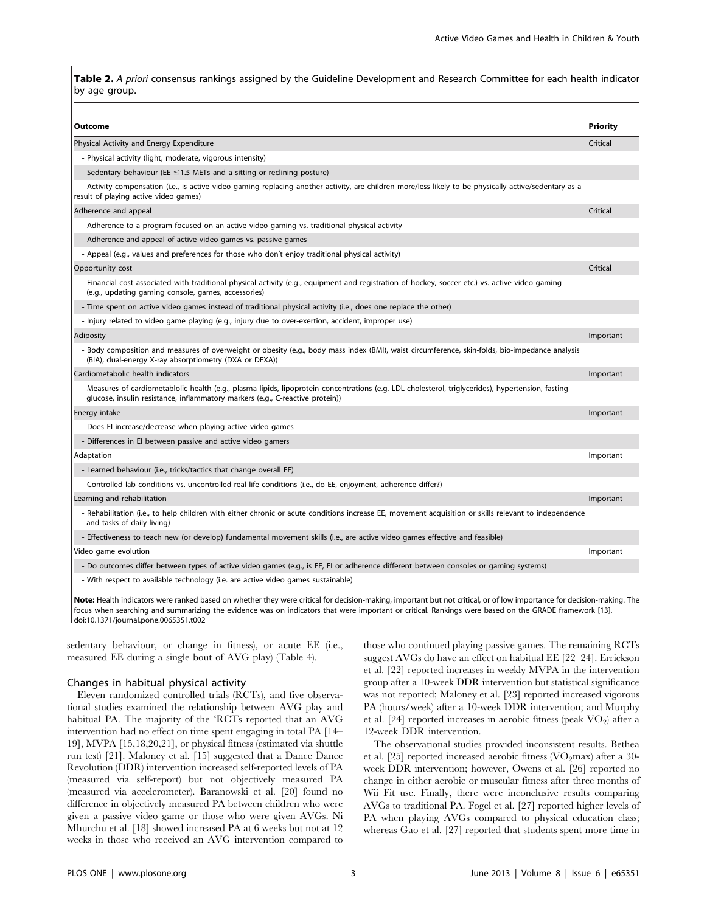**Table 2.** *A priori* consensus rankings assigned by the Guideline Development and Research Committee for each health indicator by age group.

| Outcome | Priority |
|---|---|
| Physical Activity and Energy Expenditure | Critical |
| - Physical activity (light, moderate, vigorous intensity) | |
| - Sedentary behaviour (EE ≤1.5 METs and a sitting or reclining posture) | |
| - Activity compensation (i.e., is active video gaming replacing another activity, are children more/less likely to be physically active/sedentary as a result of playing active video games) | |
| Adherence and appeal | Critical |
| - Adherence to a program focused on an active video gaming vs. traditional physical activity | |
| - Adherence and appeal of active video games vs. passive games | |
| - Appeal (e.g., values and preferences for those who don't enjoy traditional physical activity) | |
| Opportunity cost | Critical |
| - Financial cost associated with traditional physical activity (e.g., equipment and registration of hockey, soccer etc.) vs. active video gaming (e.g., updating gaming console, games, accessories) | |
| - Time spent on active video games instead of traditional physical activity (i.e., does one replace the other) | |
| - Injury related to video game playing (e.g., injury due to over-exertion, accident, improper use) | |
| Adiposity | Important |
| - Body composition and measures of overweight or obesity (e.g., body mass index (BMI), waist circumference, skin-folds, bio-impedance analysis (BIA), dual-energy X-ray absorptiometry (DXA or DEXA)) | |
| Cardiometabolic health indicators | Important |
| - Measures of cardiometablolic health (e.g., plasma lipids, lipoprotein concentrations (e.g. LDL-cholesterol, triglycerides), hypertension, fasting glucose, insulin resistance, inflammatory markers (e.g., C-reactive protein)) | |
| Energy intake | Important |
| - Does EI increase/decrease when playing active video games | |
| - Differences in EI between passive and active video gamers | |
| Adaptation | Important |
| - Learned behaviour (i.e., tricks/tactics that change overall EE) | |
| - Controlled lab conditions vs. uncontrolled real life conditions (i.e., do EE, enjoyment, adherence differ?) | |
| Learning and rehabilitation | Important |
| - Rehabilitation (i.e., to help children with either chronic or acute conditions increase EE, movement acquisition or skills relevant to independence and tasks of daily living) | |
| - Effectiveness to teach new (or develop) fundamental movement skills (i.e., are active video games effective and feasible) | |
| Video game evolution | Important |
| - Do outcomes differ between types of active video games (e.g., is EE, EI or adherence different between consoles or gaming systems) | |
| - With respect to available technology (i.e. are active video games sustainable) | |

**Note:** Health indicators were ranked based on whether they were critical for decision-making, important but not critical, or of low importance for decision-making. The focus when searching and summarizing the evidence was on indicators that were important or critical. Rankings were based on the GRADE framework [13].
doi:10.1371/journal.pone.0065351.t002

sedentary behaviour, or change in fitness), or acute EE (i.e., measured EE during a single bout of AVG play) (Table 4).

## Changes in habitual physical activity

Eleven randomized controlled trials (RCTs), and five observational studies examined the relationship between AVG play and habitual PA. The majority of the 'RCTs reported that an AVG intervention had no effect on time spent engaging in total PA [14–19], MVPA [15,18,20,21], or physical fitness (estimated via shuttle run test) [21]. Maloney et al. [15] suggested that a Dance Dance Revolution (DDR) intervention increased self-reported levels of PA (measured via self-report) but not objectively measured PA (measured via accelerometer). Baranowski et al. [20] found no difference in objectively measured PA between children who were given a passive video game or those who were given AVGs. Ni Mhurchu et al. [18] showed increased PA at 6 weeks but not at 12 weeks in those who received an AVG intervention compared to those who continued playing passive games. The remaining RCTs suggest AVGs do have an effect on habitual EE [22–24]. Errickson et al. [22] reported increases in weekly MVPA in the intervention group after a 10-week DDR intervention but statistical significance was not reported; Maloney et al. [23] reported increased vigorous PA (hours/week) after a 10-week DDR intervention; and Murphy et al. [24] reported increases in aerobic fitness (peak $VO_2$) after a 12-week DDR intervention.

The observational studies provided inconsistent results. Bethea et al. [25] reported increased aerobic fitness ($VO_2$max) after a 30-week DDR intervention; however, Owens et al. [26] reported no change in either aerobic or muscular fitness after three months of Wii Fit use. Finally, there were inconclusive results comparing AVGs to traditional PA. Fogel et al. [27] reported higher levels of PA when playing AVGs compared to physical education class; whereas Gao et al. [27] reported that students spent more time in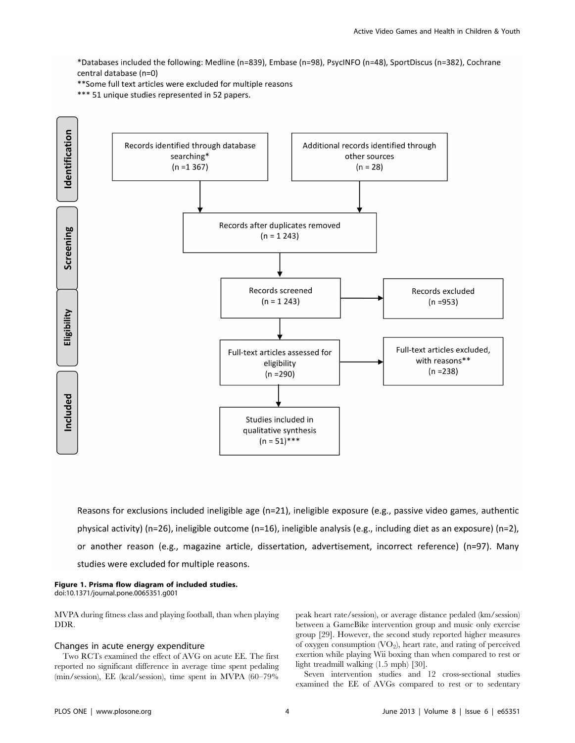*Databases included the following: Medline (n=839), Embase (n=98), PsycINFO (n=48), SportDiscus (n=382), Cochrane central database (n=0)

**Some full text articles were excluded for multiple reasons

*** 51 unique studies represented in 52 papers.

**Identification**

Records identified through database searching* (n =1 367)

Additional records identified through other sources (n = 28)

**Screening**

Records after duplicates removed (n = 1 243)

Records screened (n = 1 243)

Records excluded (n =953)

**Eligibility**

Full-text articles assessed for eligibility (n =290)

Full-text articles excluded, with reasons** (n =238)

**Included**

Studies included in qualitative synthesis (n = 51)***

Reasons for exclusions included ineligible age (n=21), ineligible exposure (e.g., passive video games, authentic physical activity) (n=26), ineligible outcome (n=16), ineligible analysis (e.g., including diet as an exposure) (n=2), or another reason (e.g., magazine article, dissertation, advertisement, incorrect reference) (n=97). Many studies were excluded for multiple reasons.

**Figure 1. Prisma flow diagram of included studies.**
doi:10.1371/journal.pone.0065351.g001

MVPA during fitness class and playing football, than when playing DDR.

### Changes in acute energy expenditure

Two RCTs examined the effect of AVG on acute EE. The first reported no significant difference in average time spent pedaling (min/session), EE (kcal/session), time spent in MVPA (60–79% peak heart rate/session), or average distance pedaled (km/session) between a GameBike intervention group and music only exercise group [29]. However, the second study reported higher measures of oxygen consumption ($VO_2$), heart rate, and rating of perceived exertion while playing Wii boxing than when compared to rest or light treadmill walking (1.5 mph) [30].

Seven intervention studies and 12 cross-sectional studies examined the EE of AVGs compared to rest or to sedentary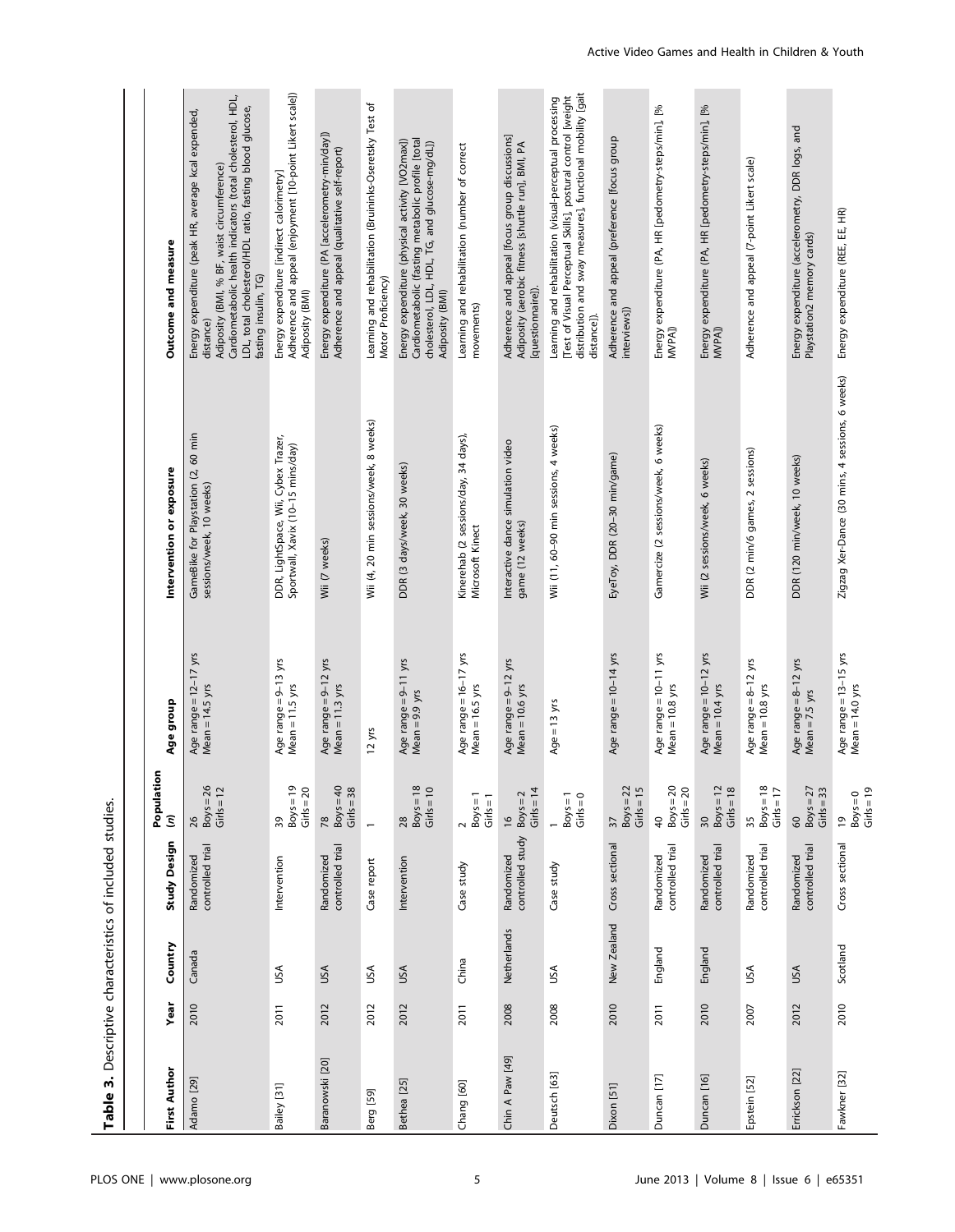**Table 3.** Descriptive characteristics of included studies.

| First Author | Year | Country | Study Design | Population (n) | Age group | Intervention or exposure | Outcome and measure |
|---|---|---|---|---|---|---|---|
| Adamo [29] | 2010 | Canada | Randomized controlled trial | 26 Boys = 26 Girls = 12 | Age range = 12–17 yrs Mean = 14.5 yrs | GameBike for Playstation (2, 60 min sessions/week, 10 weeks) | Energy expenditure (peak HR, average kcal expended, distance) Adiposity (BMI, % BF, waist circumference) Cardiometabolic health indicators (total cholesterol, HDL, LDL, total cholesterol/HDL ratio, fasting blood glucose, fasting insulin, TG) |
| Bailey [31] | 2011 | USA | Intervention | 39 Boys = 19 Girls = 20 | Age range = 9–13 yrs Mean = 11.5 yrs | DDR, LightSpace, Wii, Cybex Trazer, Sportwall, Xavix (10–15 mins/day) | Energy expenditure (indirect calorimetry) Adherence and appeal (enjoyment [10-point Likert scale]) Adiposity (BMI) |
| Baranowski [20] | 2012 | USA | Randomized controlled trial | 78 Boys = 40 Girls = 38 | Age range = 9–12 yrs Mean = 11.3 yrs | Wii (7 weeks) | Energy expenditure (PA [accelerometry-min/day]) Adherence and appeal (qualitative self-report) |
| Berg [59] | 2012 | USA | Case report | 1 | 12 yrs | Wii (4, 20 min sessions/week, 8 weeks) | Learning and rehabilitation (Bruininks-Oseretsky Test of Motor Proficiency) |
| Bethea [25] | 2012 | USA | Intervention | 28 Boys = 18 Girls = 10 | Age range = 9–11 yrs Mean = 9.9 yrs | DDR (3 days/week, 30 weeks) | Energy expenditure (physical activity [VO2max]) Cardiometabolic (fasting metabolic profile [total cholesterol, LDL, HDL, TG, and glucose-mg/dL]) Adiposity (BMI) |
| Chang [60] | 2011 | China | Case study | 2 Boys = 1 Girls = 1 | Age range = 16–17 yrs Mean = 16.5 yrs | Kinerehab (2 sessions/day, 34 days), Microsoft Kinect | Learning and rehabilitation (number of correct movements) |
| Chin A Paw [49] | 2008 | Netherlands | Randomized controlled study | 16 Boys = 2 Girls = 14 | Age range = 9–12 yrs Mean = 10.6 yrs | Interactive dance simulation video game (12 weeks) | Adherence and appeal (focus group discussions) Adiposity (aerobic fitness [shuttle run], BMI, PA [questionnaire]). |
| Deutsch [63] | 2008 | USA | Case study | 1 Boys = 1 Girls = 0 | Age = 13 yrs | Wii (11, 60–90 min sessions, 4 weeks) | Learning and rehabilitation (visual-perceptual processing [Test of Visual Perceptual Skills], postural control [weight distribution and sway measures], functional mobility [gait distance]). |
| Dixon [51] | 2010 | New Zealand | Cross sectional | 37 Boys = 22 Girls = 15 | Age range = 10–14 yrs | EyeToy, DDR (20–30 min/game) | Adherence and appeal (preference [focus group interviews]) |
| Duncan [17] | 2011 | England | Randomized controlled trial | 40 Boys = 20 Girls = 20 | Age range = 10–11 yrs Mean = 10.8 yrs | Gamercize (2 sessions/week, 6 weeks) | Energy expenditure (PA, HR [pedometry-steps/min], [% MVPA]) |
| Duncan [16] | 2010 | England | Randomized controlled trial | 30 Boys = 12 Girls = 18 | Age range = 10–12 yrs Mean = 10.4 yrs | Wii (2 sessions/week, 6 weeks) | Energy expenditure (PA, HR [pedometry-steps/min], [% MVPA]) |
| Epstein [52] | 2007 | USA | Randomized controlled trial | 35 Boys = 18 Girls = 17 | Age range = 8–12 yrs Mean = 10.8 yrs | DDR (2 min/6 games, 2 sessions) | Adherence and appeal (7-point Likert scale) |
| Errickson [22] | 2012 | USA | Randomized controlled trial | 60 Boys = 27 Girls = 33 | Age range = 8–12 yrs Mean = 7.5 yrs | DDR (120 min/week, 10 weeks) | Energy expenditure (accelerometry, DDR logs, and Playstation2 memory cards) |
| Fawkner [32] | 2010 | Scotland | Cross sectional | 19 Boys = 0 Girls = 19 | Age range = 13–15 yrs Mean = 14.0 yrs | Zigzag Xer-Dance (30 mins, 4 sessions, 6 weeks) | Energy expenditure (REE, EE, HR) |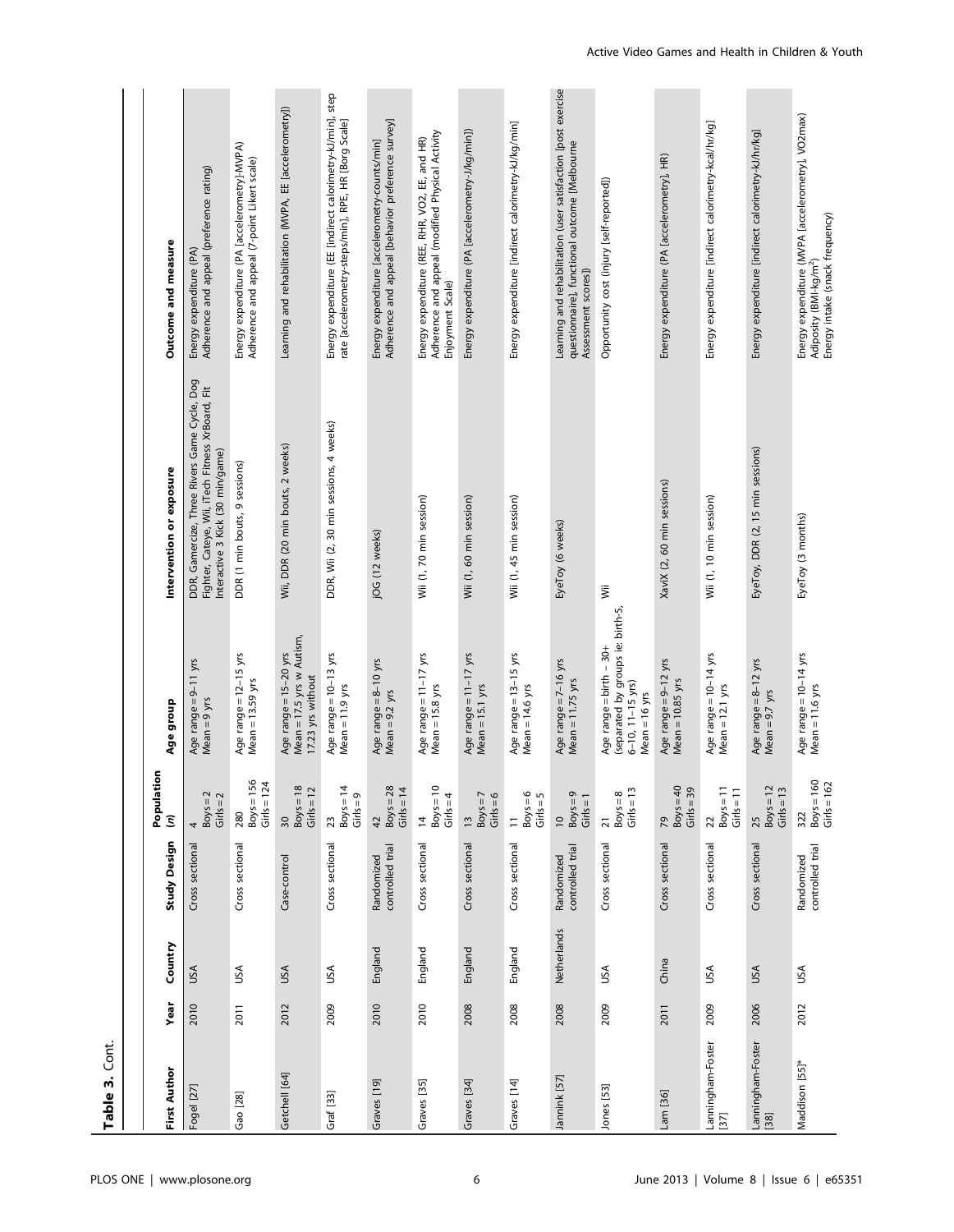**Table 3.** Cont.

| First Author | Year | Country | Study Design | Population (n) | Age group | Intervention or exposure | Outcome and measure |
|---|---|---|---|---|---|---|---|
| Fogel [27] | 2010 | USA | Cross sectional | 4<br>Boys = 2<br>Girls = 2 | Age range = 9–11 yrs<br>Mean = 9 yrs | DDR, Gamercize, Three Rivers Game Cycle, Dog Fighter, Cateye, Wii, iTech Fitness XrBoard, Fit Interactive 3 Kick (30 min/game) | Energy expenditure (PA)<br>Adherence and appeal (preference rating) |
| Gao [28] | 2011 | USA | Cross sectional | 280<br>Boys = 156<br>Girls = 124 | Age range = 12–15 yrs<br>Mean = 13.59 yrs | DDR (1 min bouts, 9 sessions) | Energy expenditure (PA [accelerometry]-MVPA)<br>Adherence and appeal (7-point Likert scale) |
| Getchell [64] | 2012 | USA | Case-control | 30<br>Boys = 18<br>Girls = 12 | Age range = 15–20 yrs<br>Mean = 17.5 yrs w Autism, 17.23 yrs without | Wii, DDR (20 min bouts, 2 weeks) | Learning and rehabilitation (MVPA, EE [accelerometry]) |
| Graf [33] | 2009 | USA | Cross sectional | 23<br>Boys = 14<br>Girls = 9 | Age range = 10–13 yrs<br>Mean = 11.9 yrs | DDR, Wii (2, 30 min sessions, 4 weeks) | Energy expenditure (EE [indirect calorimetry-kJ/min], step rate [accelerometry-steps/min], RPE, HR [Borg Scale] |
| Graves [19] | 2010 | England | Randomized controlled trial | 42<br>Boys = 28<br>Girls = 14 | Age range = 8–10 yrs<br>Mean = 9.2 yrs | jOG (12 weeks) | Energy expenditure [accelerometry-counts/min]<br>Adherence and appeal [behavior preference survey] |
| Graves [35] | 2010 | England | Cross sectional | 14<br>Boys = 10<br>Girls = 4 | Age range = 11–17 yrs<br>Mean = 15.8 yrs | Wii (1, 70 min session) | Energy expenditure (REE, RHR, VO2, EE, and HR)<br>Adherence and appeal (modified Physical Activity Enjoyment Scale) |
| Graves [34] | 2008 | England | Cross sectional | 13<br>Boys = 7<br>Girls = 6 | Age range = 11–17 yrs<br>Mean = 15.1 yrs | Wii (1, 60 min session) | Energy expenditure (PA [accelerometry-J/kg/min]) |
| Graves [14] | 2008 | England | Cross sectional | 11<br>Boys = 6<br>Girls = 5 | Age range = 13–15 yrs<br>Mean = 14.6 yrs | Wii (1, 45 min session) | Energy expenditure [indirect calorimetry-kJ/kg/min] |
| Jannink [57] | 2008 | Netherlands | Randomized controlled trial | 10<br>Boys = 9<br>Girls = 1 | Age range = 7–16 yrs<br>Mean = 11.75 yrs | EyeToy (6 weeks) | Learning and rehabilitation (user satisfaction [post exercise questionnaire], functional outcome [Melbourne Assessment scores]) |
| Jones [53] | 2009 | USA | Cross sectional | 21<br>Boys = 8<br>Girls = 13 | Age range = birth – 30+ (separated by groups ie: birth-5, 6–10, 11–15 yrs)<br>Mean = 16 yrs | Wii | Opportunity cost (injury [self-reported]) |
| Lam [36] | 2011 | China | Cross sectional | 79<br>Boys = 40<br>Girls = 39 | Age range = 9–12 yrs<br>Mean = 10.85 yrs | XaviX (2, 60 min sessions) | Energy expenditure (PA [accelerometry], HR) |
| Lanningham-Foster [37] | 2009 | USA | Cross sectional | 22<br>Boys = 11<br>Girls = 11 | Age range = 10–14 yrs<br>Mean = 12.1 yrs | Wii (1, 10 min session) | Energy expenditure [indirect calorimetry-kcal/hr/kg] |
| Lanningham-Foster [38] | 2006 | USA | Cross sectional | 25<br>Boys = 12<br>Girls = 13 | Age range = 8–12 yrs<br>Mean = 9.7 yrs | EyeToy, DDR (2, 15 min sessions) | Energy expenditure [indirect calorimetry-kJ/hr/kg] |
| Maddison [55]* | 2012 | USA | Randomized controlled trial | 322<br>Boys = 160<br>Girls = 162 | Age range = 10–14 yrs<br>Mean = 11.6 yrs | EyeToy (3 months) | Energy expenditure (MVPA [accelerometry], VO2max)<br>Adiposity (BMI-kg/m$^2$)<br>Energy intake (snack frequency) |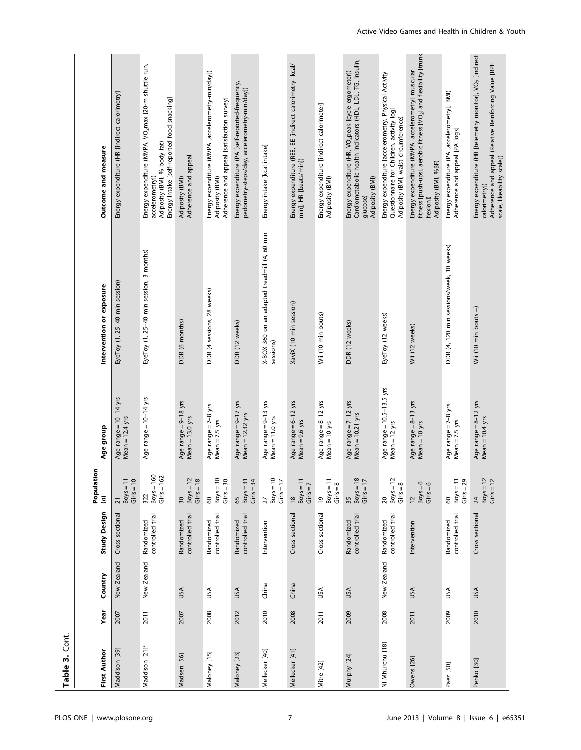**Table 3.** Cont.

| First Author | Year | Country | Study Design | Population (n) | Age group | Intervention or exposure | Outcome and measure |
| --- | --- | --- | --- | --- | --- | --- | --- |
| Maddison [39] | 2007 | New Zealand | Cross sectional | 21<br>Boys = 11<br>Girls = 10 | Age range = 10–14 yrs<br>Mean = 12.4 yrs | EyeToy (1, 25–40 min session) | Energy expenditure (HR [indirect calorimetry] |
| Maddison [21]* | 2011 | New Zealand | Randomized controlled trial | 322<br>Boys = 160<br>Girls = 162 | Age range = 10–14 yrs | EyeToy (1, 25–40 min session, 3 months) | Energy expenditure (MVPA, $VO_2$max [20-m shuttle run, accelerometry])<br>Adiposity (BMI, % body fat)<br>Energy Intake [self-reported food snacking] |
| Madsen [56] | 2007 | USA | Randomized controlled trial | 30<br>Boys = 12<br>Girls = 18 | Age range = 9–18 yrs<br>Mean = 13.0 yrs | DDR (6 months) | Adiposity (BMI)<br>Adherence and appeal |
| Maloney [15] | 2008 | USA | Randomized controlled trial | 60<br>Boys = 30<br>Girls = 30 | Age range = 7–8 yrs<br>Mean = 7.5 yrs | DDR (4 sessions, 28 weeks) | Energy expenditure (MVPA [accelerometry-min/day])<br>Adiposity (BMI)<br>Adherence and appeal [satisfaction survey] |
| Maloney [23] | 2012 | USA | Randomized controlled trial | 65<br>Boys = 31<br>Girls = 34 | Age range = 9–17 yrs<br>Mean = 12.32 yrs | DDR (12 weeks) | Energy expenditure (PA [self-reported-frequency, pedometry-steps/day, accelerometry-min/day]) |
| Mellecker [40] | 2010 | China | Intervention | 27<br>Boys = 10<br>Girls = 17 | Age range = 9–13 yrs<br>Mean = 11.0 yrs | X-BOX 360 on an adapted treadmill (4, 60 min sessions) | Energy intake [kcal intake] |
| Mellecker [41] | 2008 | China | Cross sectional | 18<br>Boys = 11<br>Girls = 7 | Age range = 6–12 yrs<br>Mean = 9.6 yrs | XaviX (10 min session) | Energy expenditure (REE, EE [indirect calorimetry- kcal/min], HR [beats/min]) |
| Mitre [42] | 2011 | USA | Cross sectional | 19<br>Boys = 11<br>Girls = 8 | Age range = 8–12 yrs<br>Mean = 10 yrs | Wii (10 min bouts) | Energy expenditure [indirect calorimeter]<br>Adiposity (BMI) |
| Murphy [24] | 2009 | USA | Randomized controlled trial | 35<br>Boys = 18<br>Girls = 17 | Age range = 7–12 yrs<br>Mean = 10.21 yrs | DDR (12 weeks) | Energy expenditure (HR, $VO_2$peak [cycle ergometer])<br>Cardiometabolic health indicators (HDL, LDL, TG, insulin, glucose)<br>Adiposity (BMI) |
| Ni Mhurchu [18] | 2008 | New Zealand | Randomized controlled trial | 20<br>Boys = 12<br>Girls = 8 | Age range = 10.5–13.5 yrs<br>Mean = 12 yrs | EyeToy (12 weeks) | Energy expenditure [accelerometry, Physical Activity Questionnaire for Children, activity log]<br>Adiposity (BMI, waist circumference) |
| Owens [26] | 2011 | USA | Intervention | 12<br>Boys = 6<br>Girls = 6 | Age range = 8–13 yrs<br>Mean = 10 yrs | Wii (12 weeks) | Energy expenditure (MVPA [accelerometry] muscular fitness [push-ups], aerobic fitness [$VO_2$] and flexibility [trunk flexion])<br>Adiposity (BMI, %BF) |
| Paez [50] | 2009 | USA | Randomized controlled trial | 60<br>Boys = 31<br>Girls = 29 | Age range = 7–8 yrs<br>Mean = 7.5 yrs | DDR (4, 120 min sessions/week, 10 weeks) | Energy expenditure (PA [accelerometry], BMI)<br>Adherence and appeal [PA logs] |
| Penko [30] | 2010 | USA | Cross sectional | 24<br>Boys = 12<br>Girls = 12 | Age range = 8–12 yrs<br>Mean = 10.4 yrs | Wii (10 min bouts +) | Energy expenditure (HR [telemetry monitor], $VO_2$ [indirect calorimetry])<br>Adherence and appeal (Relative Reinforcing Value [RPE scale, likeability scale]) |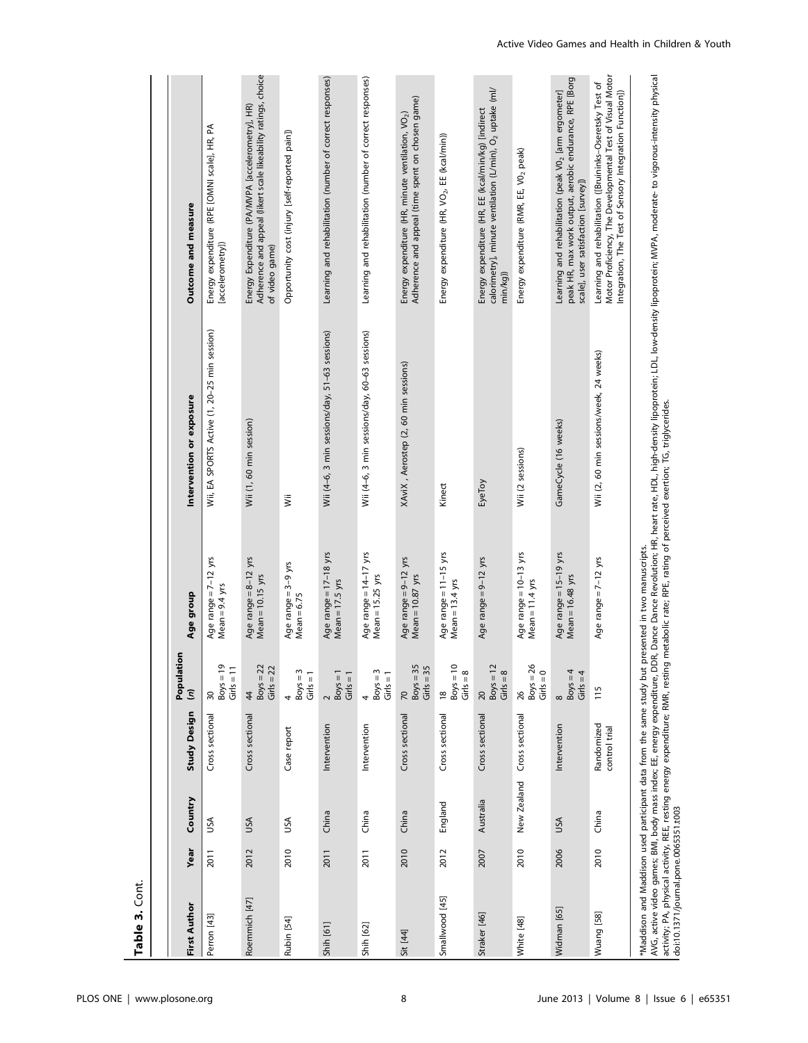**Table 3.** Cont.

| First Author | Year | Country | Study Design | Population (n) | Age group | Intervention or exposure | Outcome and measure |
|---|---|---|---|---|---|---|---|
| Perron [43] | 2011 | USA | Cross sectional | 30 Boys = 19 Girls = 11 | Age range = 7–12 yrs Mean = 9.4 yrs | Wii, EA SPORTS Active (1, 20–25 min session) | Energy expenditure (RPE [OMNI scale], HR, PA [accelerometry]) |
| Roemmich [47] | 2012 | USA | Cross sectional | 44 Boys = 22 Girls = 22 | Age range = 8–12 yrs Mean = 10.15 yrs | Wii (1, 60 min session) | Energy Expenditure (PA/MVPA [accelerometry], HR) Adherence and appeal (likert scale likeability ratings, choice of video game) |
| Rubin [54] | 2010 | USA | Case report | 4 Boys = 3 Girls = 1 | Age range = 3–9 yrs Mean = 6.75 | Wii | Opportunity cost (injury [self-reported pain]) |
| Shih [61] | 2011 | China | Intervention | 2 Boys = 1 Girls = 1 | Age range = 17–18 yrs Mean = 17.5 yrs | Wii (4–6, 3 min sessions/day, 51–63 sessions) | Learning and rehabilitation (number of correct responses) |
| Shih [62] | 2011 | China | Intervention | 4 Boys = 3 Girls = 1 | Age range = 14–17 yrs Mean = 15.25 yrs | Wii (4–6, 3 min sessions/day, 60–63 sessions) | Learning and rehabilitation (number of correct responses) |
| Sit [44] | 2010 | China | Cross sectional | 70 Boys = 35 Girls = 35 | Age range = 9–12 yrs Mean = 10.87 yrs | XAviX , Aerostep (2, 60 min sessions) | Energy expenditure (HR, minute ventilation, $VO_2$) Adherence and appeal (time spent on chosen game) |
| Smallwood [45] | 2012 | England | Cross sectional | 18 Boys = 10 Girls = 8 | Age range = 11–15 yrs Mean = 13.4 yrs | Kinect | Energy expenditure (HR, $VO_2$, EE (kcal/min)) |
| Straker [46] | 2007 | Australia | Cross sectional | 20 Boys = 12 Girls = 8 | Age range = 9–12 yrs | EyeToy | Energy expenditure (HR, EE (kcal/min/kg) [indirect calorimetry], minute ventilation (L/min), $O_2$ uptake (ml/min/kg)) |
| White [48] | 2010 | New Zealand | Cross sectional | 26 Boys = 26 Girls = 0 | Age range = 10–13 yrs Mean = 11.4 yrs | Wii (2 sessions) | Energy expenditure (RMR, EE, $V0_2$ peak) |
| Widman [65] | 2006 | USA | Intervention | 8 Boys = 4 Girls = 4 | Age range = 15–19 yrs Mean = 16.48 yrs | GameCycle (16 weeks) | Learning and rehabilitation (peak $V0_2$ [arm ergometer] peak HR, max work output, aerobic endurance, RPE [Borg scale], user satisfaction [survey]) |
| Wuang [58] | 2010 | China | Randomized control trial | 115 | Age range = 7–12 yrs | Wii (2, 60 min sessions/week, 24 weeks) | Learning and rehabilitation ([Bruininks–Oseretsky Test of Motor Proficiency, The Developmental Test of Visual Motor Integration, The Test of Sensory Integration Function]) |

*Maddison and Maddison used participant data from the same study but presented in two manuscripts.

AVG, active video games; BMI, body mass index; EE, energy expenditure, DDR, Dance Dance Revolution; HR, heart rate, HDL, high-density lipoprotein; LDL, low-density lipoprotein; MVPA, moderate- to vigorous-intensity physical activity; PA, physical activity, REE, resting energy expenditure; RMR, resting metabolic rate; RPE, rating of perceived exertion; TG, triglycerides.

doi:10.1371/journal.pone.0065351.t003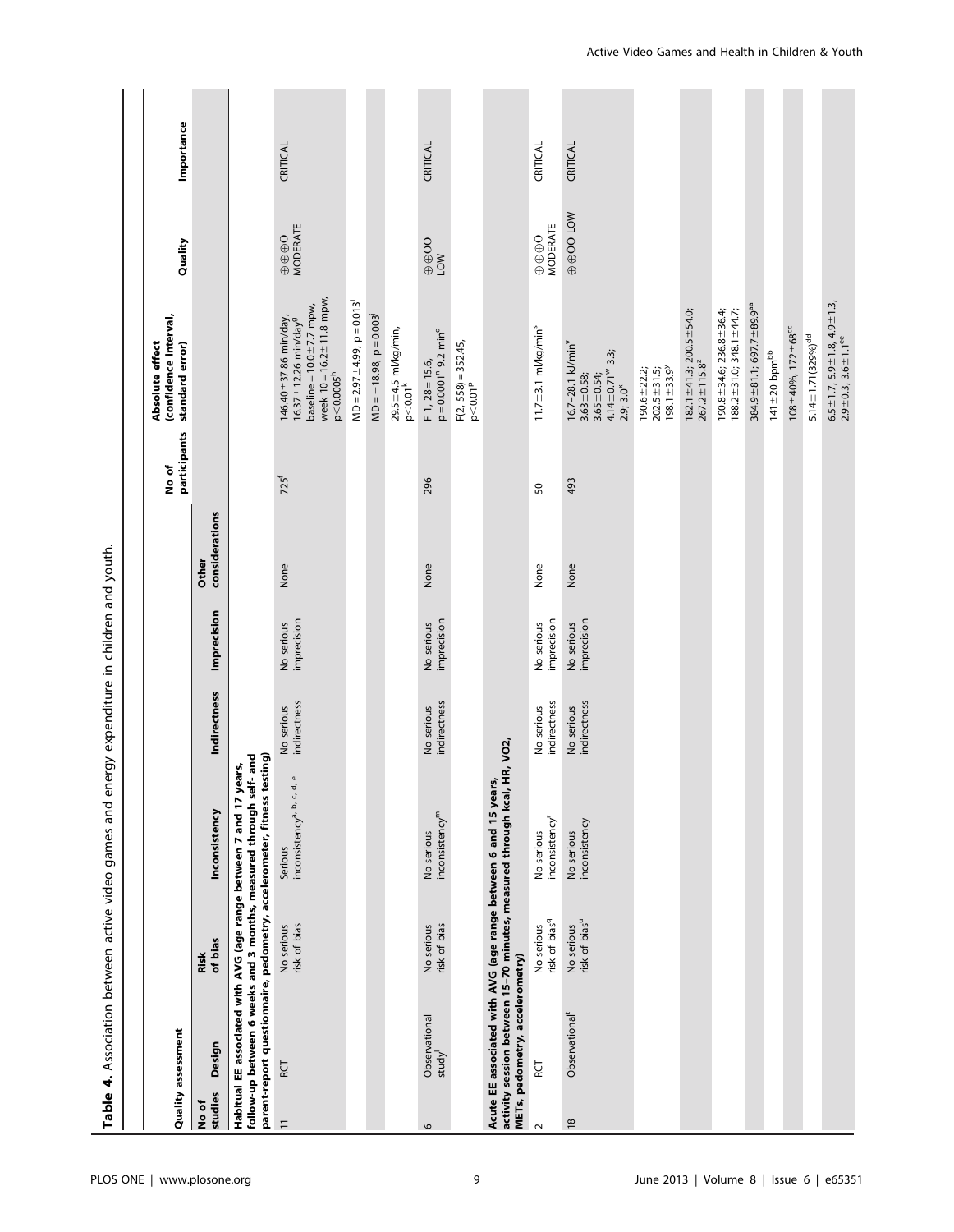**Table 4.** Association between active video games and energy expenditure in children and youth.

| Quality assessment | | | | | | | | | | |
|---|---|---|---|---|---|---|---|---|---|---|
| No of studies | Design | Risk of bias | Inconsistency | Indirectness | Imprecision | Other considerations | No of participants | Absolute effect (confidence interval, standard error) | Quality | Importance |
| **Habitual EE associated with AVG (age range between 7 and 17 years, follow-up between 6 weeks and 3 months, measured through self- and parent-report questionnaire, pedometry, accelerometer, fitness testing)** | | | | | | | | | | |
| 11 | RCT | No serious risk of bias | Serious inconsistency[a, b, c, d, e] | No serious indirectness | No serious imprecision | None | 725[f] | 146.40±37.86 min/day, 16.37±12.26 min/day[g] baseline = 10.0±7.7 mpw, week 10 = 16.2±11.8 mpw, p<0.0005[h] | ⊕⊕⊕O MODERATE | CRITICAL |
| | | | | | | | | MD = 2.97±4.99, p = 0.013[i] | | |
| | | | | | | | | MD = −18.98, p = 0.003[j] | | |
| | | | | | | | | 29.5±4.5 ml/kg/min, p<0.01[k] | | |
| 6 | Observational study[l] | No serious risk of bias | No serious inconsistency[m] | No serious indirectness | No serious imprecision | None | 296 | F 1, 28 = 15.6, p = 0.0001[n] 9.2 min[o] | ⊕⊕OO LOW | CRITICAL |
| | | | | | | | | F(2, 558) = 352.45, p<0.01[p] | | |
| **Acute EE associated with AVG (age range between 6 and 15 years, activity session between 15–70 minutes, measured through kcal, HR, VO2, METs, pedometry, accelerometry)** | | | | | | | | | | |
| 2 | RCT | No serious risk of bias[q] | No serious inconsistency[r] | No serious indirectness | No serious imprecision | None | 50 | 11.7±3.1 ml/kg/min[s] | ⊕⊕⊕O MODERATE | CRITICAL |
| 18 | Observational[t] | No serious risk of bias[u] | No serious inconsistency | No serious indirectness | No serious imprecision | None | 493 | 16.7–28.1 kJ/min[v] 3.63±0.58; 3.65±0.54; 4.14±0.71[w] 3.3; 2.9; 3.0[x] | ⊕⊕OO LOW | CRITICAL |
| | | | | | | | | 190.6±22.2; 202.5±31.5; 198.1±33.9[y] | | |
| | | | | | | | | 182.1±41.3; 200.5±54.0; 267.2±115.8[z] | | |
| | | | | | | | | 190.8±34.6; 236.8±36.4; 188.2±31.0; 348.1±44.7; | | |
| | | | | | | | | 384.9±81.1; 697.7±89.9[aa] | | |
| | | | | | | | | 141±20 bpm[bb] | | |
| | | | | | | | | 108±40%, 172±68[cc] | | |
| | | | | | | | | 5.14±1.71(329%)[dd] | | |
| | | | | | | | | 6.5±1.7, 5.9±1.8, 4.9±1.3, 2.9±0.3, 3.6±1.1[ee] | | |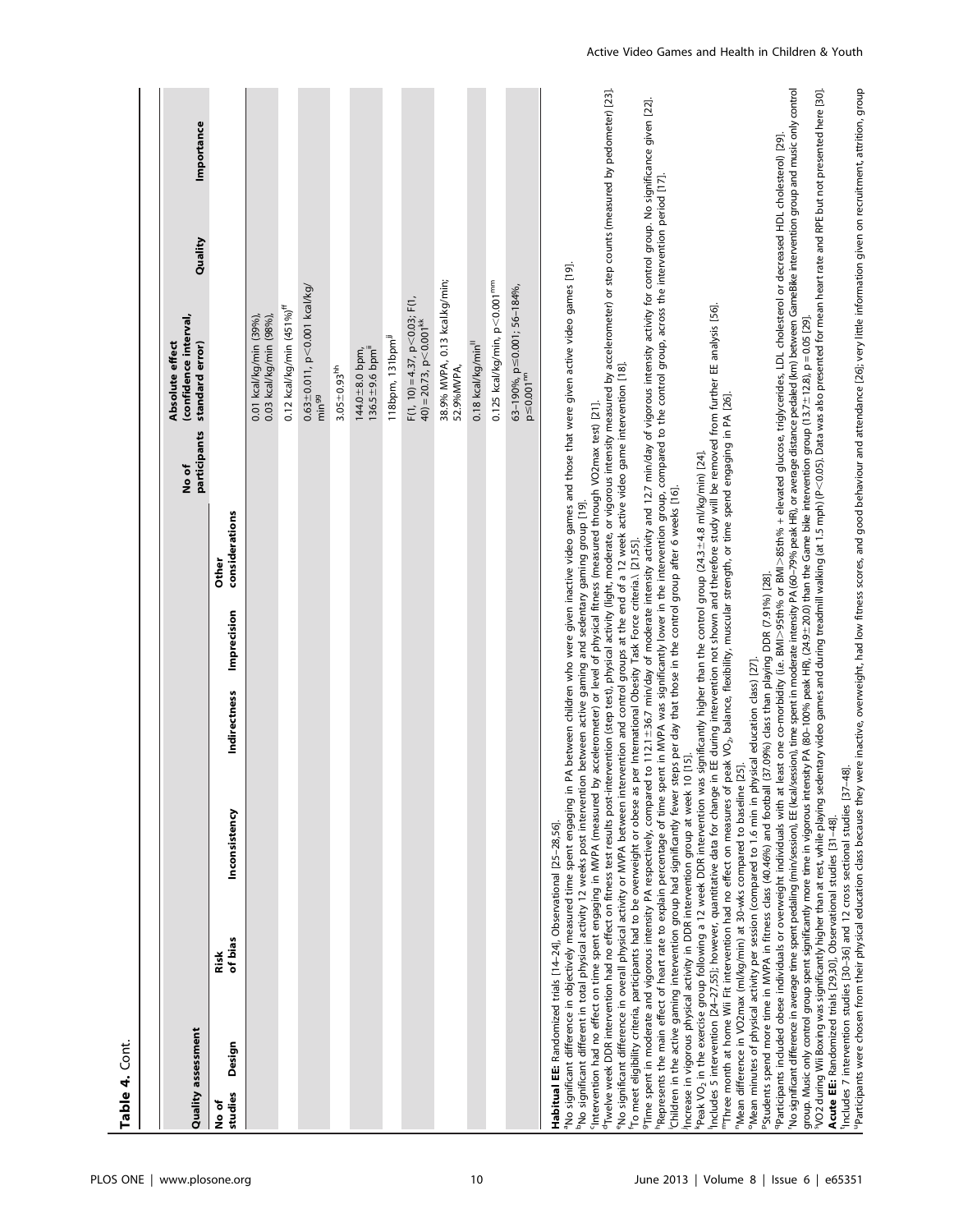**Table 4.** Cont.

| Quality assessment | | | | | | | | | | |
|---|---|---|---|---|---|---|---|---|---|---|
| No of studies | Design | Risk of bias | Inconsistency | Indirectness | Imprecision | Other considerations | No of participants | Absolute effect (confidence interval, standard error) | Quality | Importance |
| | | | | | | | | 0.01 kcal/kg/min (39%), 0.03 kcal/kg/min (98%), | | |
| | | | | | | | | 0.12 kcal/kg/min (451%)[ff] | | |
| | | | | | | | | 0.63±0.011, p<0.001 kcal/kg/min[gg] | | |
| | | | | | | | | 3.05±0.93[hh] | | |
| | | | | | | | | 144.0±8.0 bpm, 136.5±9.6 bpm[ii] | | |
| | | | | | | | | 118bpm, 131bpm[jj] | | |
| | | | | | | | | $F(1, 10) = 4.37$, $p<0.03$; $F(1, 40) = 20.73$, $p<0.001$[kk] | | |
| | | | | | | | | 38.9% MVPA, 0.13 kcal.kg/min; 52.9%MVPA, | | |
| | | | | | | | | 0.18 kcal/kg/min[ll] | | |
| | | | | | | | | 0.125 kcal/kg/min, p<0.001[mm] | | |
| | | | | | | | | 63–190%, p≤0.001; 56–184%, p≤0.001[nn] | | |

**Habitual EE:** Randomized trials [14–24], Observational [25–28,56].

[a]No significant difference in objectively measured time spent engaging in PA between children who were given inactive video games and those that were given active video games [19].

[b]No significant different in total physical activity 12 weeks post intervention between active gaming and sedentary gaming group [19].

[c]Intervention had no effect on time spent engaging in MVPA (measured by accelerometer) or level of physical fitness (measured through VO2max test) [21].

[d]Twelve week DDR intervention had no effect on fitness test results post-intervention (step test), physical activity (light, moderate, or vigorous intensity measured by accelerometer) or step counts (measured by pedometer) [23].

[e]No significant difference in overall physical activity or MVPA between intervention and control groups at the end of a 12 week active video game intervention [18].

[f]To meet eligibility criteria, participants had to be overweight or obese as per International Obesity Task Force criteria.) [21,55].

[g]Time spent in moderate and vigorous intensity PA respectively, compared to 112.1±36.7 min/day of moderate intensity activity and 12.7 min/day of vigorous intensity activity for control group. No significance given [22].

[h]Represents the main effect of heart rate to explain percentage of time spent in MVPA was significantly lower in the intervention group, compared to the control group, across the intervention period [17].

[i]Children in the active gaming intervention group had significantly fewer steps per day that those in the control group after 6 weeks [16].

[j]Increase in vigorous physical activity in DDR intervention group at week 10 [15].

[k]Peak $VO_2$ in the exercise group following a 12 week DDR intervention was significantly higher than the control group (24.3±4.8 ml/kg/min) [24].

[l]Includes 5 intervention [24–27,55]; however, quantitative data for change in EE during intervention not shown and therefore study will be removed from further EE analysis [56].

[m]Three month at home Wii Fit intervention had no effect on measures of peak $VO_2$, balance, flexibility, muscular strength, or time spend engaging in PA [26].

[n]Mean difference in VO2max (ml/kg/min) at 30-wks compared to baseline [25].

[o]Mean minutes of physical activity per session (compared to 1.6 min in physical education class) [27].

[p]Students spend more time in MVPA in fitness class (40.46%) and football (37.09%) class than playing DDR (7.91%) [28].

[q]Participants included obese individuals or overweight individuals with at least one co-morbidity (i.e. BMI>95th% or BMI>85th% + elevated glucose, triglycerides, LDL cholesterol or decreased HDL cholesterol) [29].

[r]No significant difference in average time spent pedaling (min/session), EE (kcal/session), time spent in moderate intensity PA (60–79% peak HR), or average distance pedaled (km) between GameBike intervention group and music only control group. Music only control group spent significantly more time in vigorous intensity PA (80–100% peak HR), (24.9±20.0) than the Game bike intervention group (13.7±12.8); p = 0.05 [29].

[s]VO2 during Wii Boxing was significantly higher than at rest, while playing sedentary video games and during treadmill walking (at 1.5 mph) (P<0.05). Data was also presented for mean heart rate and RPE but not presented here [30].

**Acute EE:** Randomized trials [29,30], Observational studies [31–48].

[t]Includes 7 intervention studies [30–36] and 12 cross sectional studies [37–48].

[u]Participants were chosen from their physical education class because they were inactive, overweight, had low fitness scores, and good behaviour and attendance [26]; very little information given on recruitment, attrition, group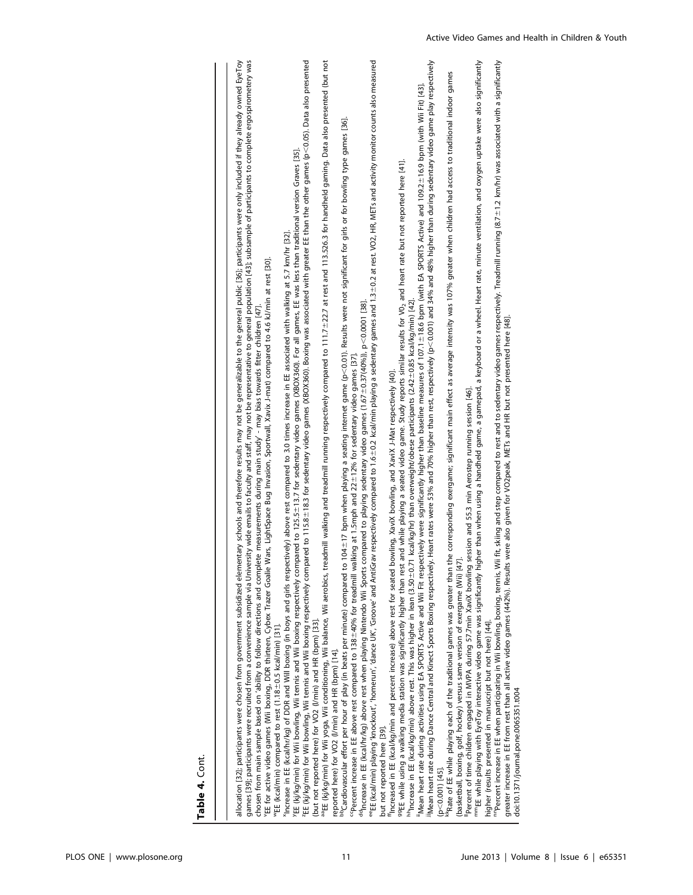**Table 4.** Cont.

allocation [32]; participants were chosen from government subsidized elementary schools and therefore results may not be generalizable to the general public [36]; participants were only included if they already owned EyeToy games [39]; participants were recruited from a convenience sample via University wide emails to faculty and staff, may not be representative to general population [43]; subsample of participants to complete ergospirometery was chosen from main sample based on 'ability to follow directions and complete measurements during main study' - may bias towards fitter children [47].

[v]EE for active video games (Wii boxing, DDR thirteen, Cybex Trazer Goalie Wars, LightSpace Bug Invasion, Sportwall, Xavix J-mat) compared to 4.6 kJ/min at rest [30].

[w]EE (kcal/min) compared to rest (1.18±0.5 kcal/min) [31].

[x]Increase in EE (kcal/hr/kg) of DDR and Wii boxing (in boys and girls respectively) above rest compared to 3.0 times increase in EE associated with walking at 5.7 km/hr [32].

[y]EE (kj/kg/min) for Wii bowling, Wii tennis and Wii boxing respectively compared to 125.5±13.7 for sedentary video games (XBOX360). For all games, EE was less than traditional version Graves [35].

[z]EE (kj/kg/min) for Wii bowling, Wii tennis and Wii boxing respectively compared to 115.8±18.3 for sedentary video games (XBOX360). Boxing was associated with greater EE than the other games ($p<0.05$). Data also presented (but not reported here) for VO2 (l/min) and HR (bpm) [33].

[aa]EE (kj/kg/min) for Wii yoga, Wii conditioning, Wii balance, Wii aerobics, treadmill walking and treadmill running respectively compared to 111.7±22.7 at rest and 113.5±26.3 for handheld gaming. Data also presented (but not reported here) for VO2 (l/min) and HR (bpm) [14].

[bb]Cardiovascular effort per hour of play (in beats per minute) compared to 104±17 bpm when playing a seating internet game ($p<0.01$). Results were not significant for girls or for bowling type games [36].

[cc]Percent increase in EE above rest compared to 138±40% for treadmill walking at 1.5mph and 22±12% for sedentary video games [37].

[dd]Increase in EE (kcal/hr/kg) above rest when playing Nintendo Wii Sports compared to playing sedentary video games (1.67±0.37(40%)), $p<0.0001$ [38].

[ee]EE (kcal/min) playing 'knockout', 'homerun', 'dance UK', 'Groove' and AntiGrav respectively compared to 1.6±0.2 kcal/min playing a sedentary games and 1.3±0.2 at rest. VO2, HR, METs and activity monitor counts also measured but not reported here [39].

[ff]Increased in EE (kcal/kg/min and percent increase) above rest for seated bowling, XaviX bowling, and XaviX J-Mat respectively [40].

[gg]EE while using a walking media station was significantly higher than rest and while playing a seated video game. Study reports similar results for $VO_2$ and heart rate but not reported here [41].

[hh]Increase in EE (kcal/kg/min) above rest. This was higher in lean (3.50±0.71 kcal/kg/hr) than overweight/obese participants (2.42±0.85 kcal/kg/min) [42].

[ii]Mean heart rate during activities using EA SPORTS Active and Wii Fit respectively were significantly higher than baseline measures of 107.1±18.6 bpm (with EA SPORTS Active) and 109.2±16.9 bpm (with Wii Fit) [43].

[jj]Mean heart rate during Dance Central and Kinect Sports Boxing respectively. Heart rates were 53% and 70% higher than rest, respectively ($p<0.001$) and 34% and 48% higher than during sedentary video game play respectively ($p<0.001$) [45].

[kk]Rate of EE while playing each of the traditional games was greater than the corresponding exergame; significant main effect as average intensity was 107% greater when children had access to traditional indoor games (basketball, boxing, golf, hockey) versus same version of exergame (Wii) [47].

[ll]Percent of time children engaged in MVPA during 57.7min XaviX bowling session and 55.3 min Aerostep running session [46].

[mm]EE while playing with EyeToy interactive video game was significantly higher than when using a handheld game, a gamepad, a keyboard or a wheel. Heart rate, minute ventilation, and oxygen uptake were also significantly higher (results presented in manuscript but not here) [44].

[nn]Percent increase in EE when participating in Wii bowling, boxing, tennis, Wii fit, skiing and step compared to rest and to sedentary video games respectively. Treadmill running (8.7±1.2 km/hr) was associated with a significantly greater increase in EE from rest than all active video games (442%). Results were also given for VO2peak, METs and HR but not presented here [48].

doi:10.1371/journal.pone.0065351.t004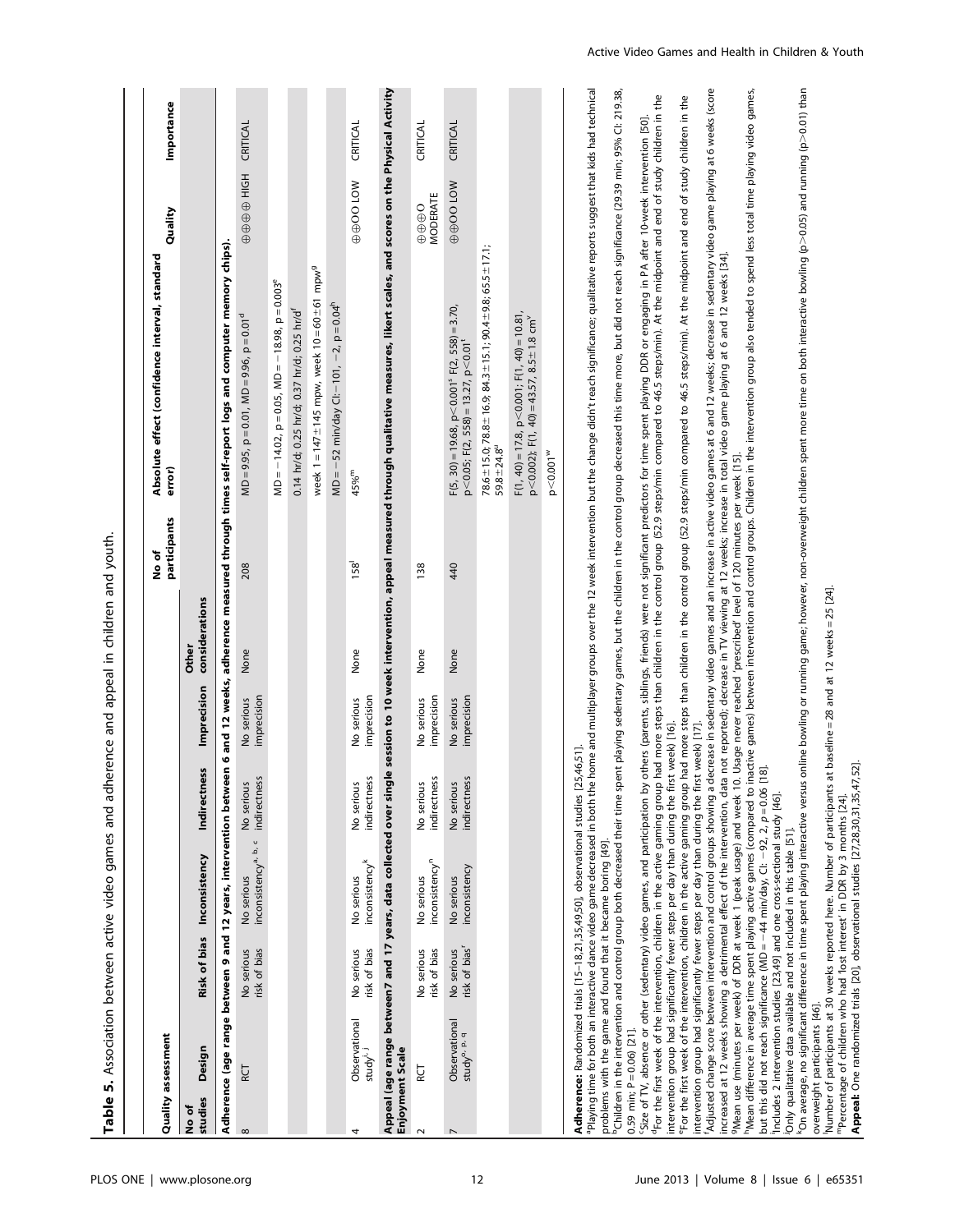**Table 5.** Association between active video games and adherence and appeal in children and youth.

| Quality assessment | | | | | | | | No of participants | Absolute effect (confidence interval, standard error) | Quality | Importance |
|---|---|---|---|---|---|---|---|---|---|---|---|
| No of studies | Design | Risk of bias | Inconsistency | Indirectness | Imprecision | Other considerations | | | | | |
| **Adherence (age range between 9 and 12 years, intervention between 6 and 12 weeks, adherence measured through times self-report logs and computer memory chips).** | | | | | | | | | | | |
| 8 | RCT | No serious risk of bias | No serious inconsistency[a, b, c] | No serious indirectness | No serious imprecision | None | | 208 | MD = 9.95, p = 0.01, MD = 9.96, p = 0.01[d] | ⊕⊕⊕⊕ HIGH | CRITICAL |
| | | | | | | | | | MD = −14.02, p = 0.05, MD = −18.98, p = 0.003[e] | | |
| | | | | | | | | | 0.14 hr/d; 0.25 hr/d; 0.37 hr/d; 0.25 hr/d[f] | | |
| | | | | | | | | | week 1 = 147±145 mpw, week 10 = 60±61 mpw[g] | | |
| | | | | | | | | | MD = −52 min/day CI: −101, −2, p = 0.04[h] | | |
| 4 | Observational study[i, j] | No serious risk of bias | No serious inconsistency[k] | No serious indirectness | No serious imprecision | None | | 158[l] | 45%[m] | ⊕⊕OO LOW | CRITICAL |
| **Appeal (age range between7 and 17 years, data collected over single session to 10 week intervention, appeal measured through qualitative measures, likert scales, and scores on the Physical Activity Enjoyment Scale** | | | | | | | | | | | |
| 2 | RCT | No serious risk of bias | No serious inconsistency[n] | No serious indirectness | No serious imprecision | None | | 138 | | ⊕⊕⊕O MODERATE | CRITICAL |
| 7 | Observational study[o, p, q] | No serious risk of bias[r] | No serious inconsistency | No serious indirectness | No serious imprecision | None | | 440 | F(5, 30) = 19.68, p<0.001[s] F(2, 558) = 3.70, p<0.05; F(2, 558) = 13.27, p<0.01[t] | ⊕⊕OO LOW | CRITICAL |
| | | | | | | | | | 78.6±15.0; 78.8±16.9; 84.3±15.1; 90.4±9.8; 65.5±17.1; 59.8±24.8[u] | | |
| | | | | | | | | | F(1, 40) = 17.8, p<0.001; F(1, 40) = 10.81, p<0.002); F(1, 40) = 43.57, 8.5±1.8 cm[v] | | |
| | | | | | | | | | p<0.001[w] | | |

**Adherence:** Randomized trials [15–18,21,35,49,50]; observational studies [25,46,51].

[a]Playing time for both an interactive dance video game decreased in both the home and multiplayer groups over the 12 week intervention but the change didn't reach significance; qualitative reports suggest that kids had technical problems with the game and found that it became boring [49].

[b]Children in the intervention and control group both decreased their time spent playing sedentary games, but the children in the control group decreased this time more, but did not reach significance (29.39 min; 95% CI: 219.38, 0.59 min; P = 0.06) [21].

[c]Size of TV, absence or other (sedentary) video games, and participation by others (parents, siblings, friends) were not significant predictors for time spent playing DDR or engaging in PA after 10-week intervention [50].

[d]For the first week of the intervention, children in the active gaming group had more steps than children in the control group (52.9 steps/min compared to 46.5 steps/min). At the midpoint and end of study children in the intervention group had significantly fewer steps per day than during the first week) [16].

[e]For the first week of the intervention, children in the active gaming group had more steps than children in the control group (52.9 steps/min compared to 46.5 steps/min). At the midpoint and end of study children in the intervention group had significantly fewer steps per day than during the first week) [17].

[f]Adjusted change score between intervention and control groups showing a decrease in sedentary video games and an increase in active video games at 6 and 12 weeks; decrease in sedentary video game playing at 6 weeks (score increased at 12 weeks showing a detrimental effect of the intervention, data not reported); decrease in TV viewing at 12 weeks; increase in total video game playing at 6 and 12 weeks [34].

[g]Mean use (minutes per week) of DDR at week 1 (peak usage) and week 10. Usage never reached 'prescribed' level of 120 minutes per week [15].

[h]Mean difference in average time spent playing active games (compared to inactive games) between intervention and control groups. Children in the intervention group also tended to spend less total time playing video games, but this did not reach significance (MD = −44 min/day, CI: −92, 2, $p = 0.06$ [18].

[i]Includes 2 intervention studies [23,49] and one cross-sectional study [46].

[j]Only qualitative data available and not included in this table [51].

[k]On average, no significant difference in time spent playing interactive versus online bowling or running game; however, non-overweight children spent more time on both interactive bowling ($p>0.05$) and running ($p>0.01$) than overweight participants [46].

[l]Number of participants at 30 weeks reported here. Number of participants at baseline = 28 and at 12 weeks = 25 [24].

[m]Percentage of children who had 'lost interest' in DDR by 3 months [24].

**Appeal:** One randomized trials [20]; observational studies [27,28,30,31,35,47,52].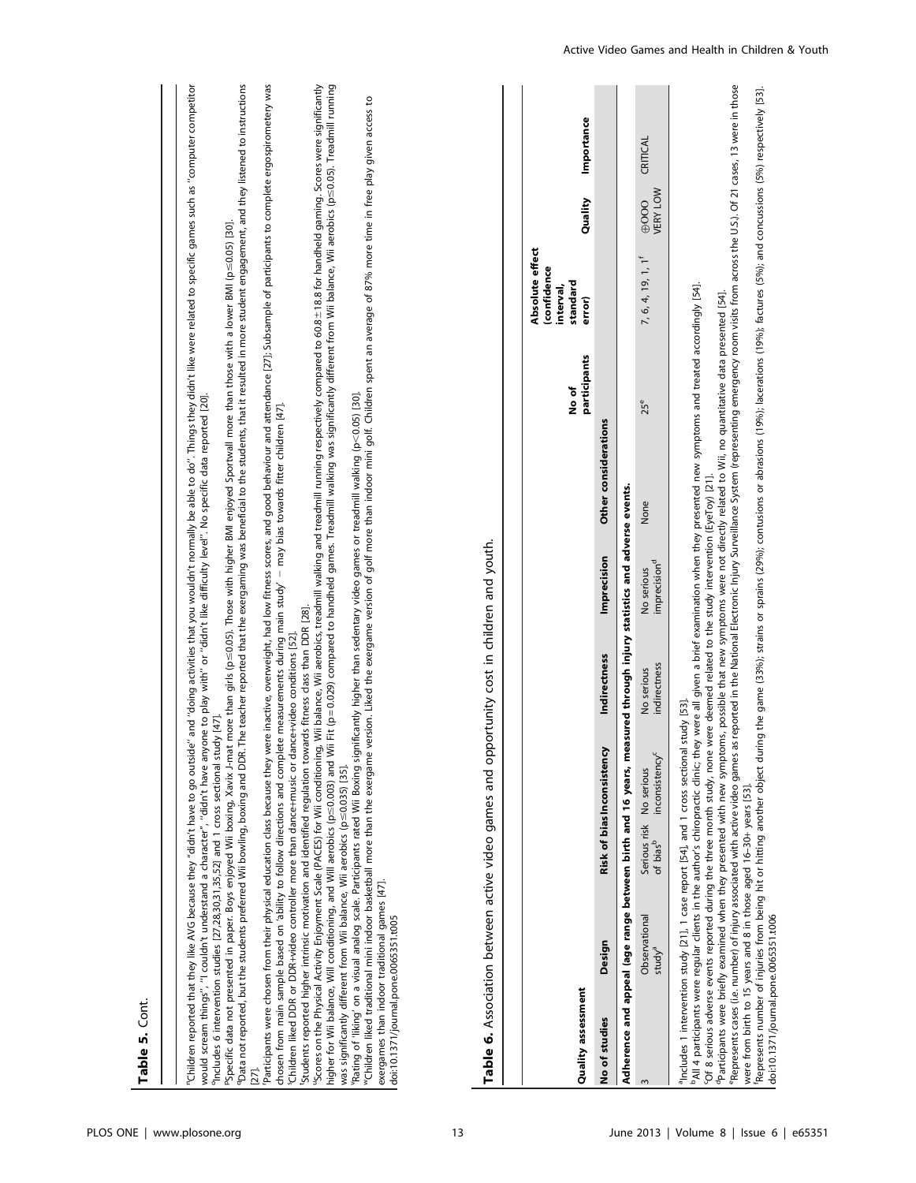**Table 5.** Cont.

[n]Children reported that they like AVG because they "didn't have to go outside" and "doing activities that you wouldn't normally be able to do". Things they didn't like were related to specific games such as "computer competitor would scream things", "I couldn't understand a character", "didn't have anyone to play with" or "didn't like difficulty level". No specific data reported [20].

[o]Includes 6 intervention studies [27,28,30,31,35,52] and 1 cross sectional study [47].

[p]Specific data not presented in paper. Boys enjoyed Wii boxing, Xavix J-mat more than girls (p≤0.05). Those with higher BMI enjoyed Sportwall more than those with a lower BMI (p≤0.05) [30].

[q]Data not reported, but the students preferred Wii bowling, boxing and DDR. The teacher reported that the exergaming was beneficial to the students, that it resulted in more student engagement, and they listened to instructions [27].

[r]Participants were chosen from their physical education class because they were inactive, overweight, had low fitness scores, and good behaviour and attendance [27]; Subsample of participants to complete ergospirometery was chosen from main sample based on 'ability to follow directions and complete measurements during main study' – may bias towards fitter children [47].

[s]Children liked DDR or DDR+video controller more than dance+music or dance+video conditions [52].

[t]Students reported higher intrinsic motivation and identified regulation towards fitness class than DDR [28].

[u]Scores on the Physical Activity Enjoyment Scale (PACES) for Wii conditioning, Wii balance, Wii aerobics, treadmill walking and treadmill running respectively compared to 60.8±18.8 for handheld gaming. Scores were significantly higher for Wii balance, Will conditioning, and Will aerobics (p≤0.003) and Wii Fit (p = 0.029) compared to handheld games. Treadmill walking was significantly different from Wii balance, Wii aerobics (p≤0.05). Treadmill running was significantly different from Wii balance, Wii aerobics (p≤0.035) [35].

[v]Rating of 'liking' on a visual analog scale. Participants rated Wii Boxing significantly higher than sedentary video games or treadmill walking (p<0.05) [30].

[w]Children liked traditional mini indoor basketball more than the exergame version. Liked the exergame version of golf more than indoor mini golf. Children spent an average of 87% more time in free play given access to exergames than indoor traditional games [47].

doi:10.1371/journal.pone.0065351.t005

**Table 6.** Association between active video games and opportunity cost in children and youth.

| Quality assessment | | | | | | | No of participants | Absolute effect (confidence interval, standard error) | Quality | Importance |
|---|---|---|---|---|---|---|---|---|---|---|
| No of studies | Design | Risk of bias | Inconsistency | Indirectness | Imprecision | Other considerations | | | | |
| **Adherence and appeal (age range between birth and 16 years, measured through injury statistics and adverse events.** | | | | | | | | | | |
| 3 | Observational study[a] | Serious risk of bias[b] | No serious inconsistency[c] | No serious indirectness | No serious imprecision[d] | None | 25[e] | 7, 6, 4, 19, 1, 1[f] | ⊕OOO VERY LOW | CRITICAL |

[a]Includes 1 intervention study [21], 1 case report [54], and 1 cross sectional study [53].

[b]All 4 participants were regular clients in the author's chiropractic clinic; they were all given a brief examination when they presented new symptoms and treated accordingly [54].

[c]Of 8 serious adverse events reported during the three month study, none were deemed related to the study intervention (EyeToy) [21].

[d]Participants were briefly examined when they presented with new symptoms, possible that new symptoms were not directly related to Wii, no quantitative data presented [54].

[e]Represents cases (i.e. number) of injury associated with active video games as reported in the National Electronic Injury Surveillance System (representing emergency room visits from across the U.S.). Of 21 cases, 13 were in those were from birth to 15 years and 8 in those aged 16–30+ years [53].

[f]Represents number of injuries from being hit or hitting another object during the game (33%); strains or sprains (29%); contusions or abrasions (19%); lacerations (19%); factures (5%); and concussions (5%) respectively [53].

doi:10.1371/journal.pone.0065351.t006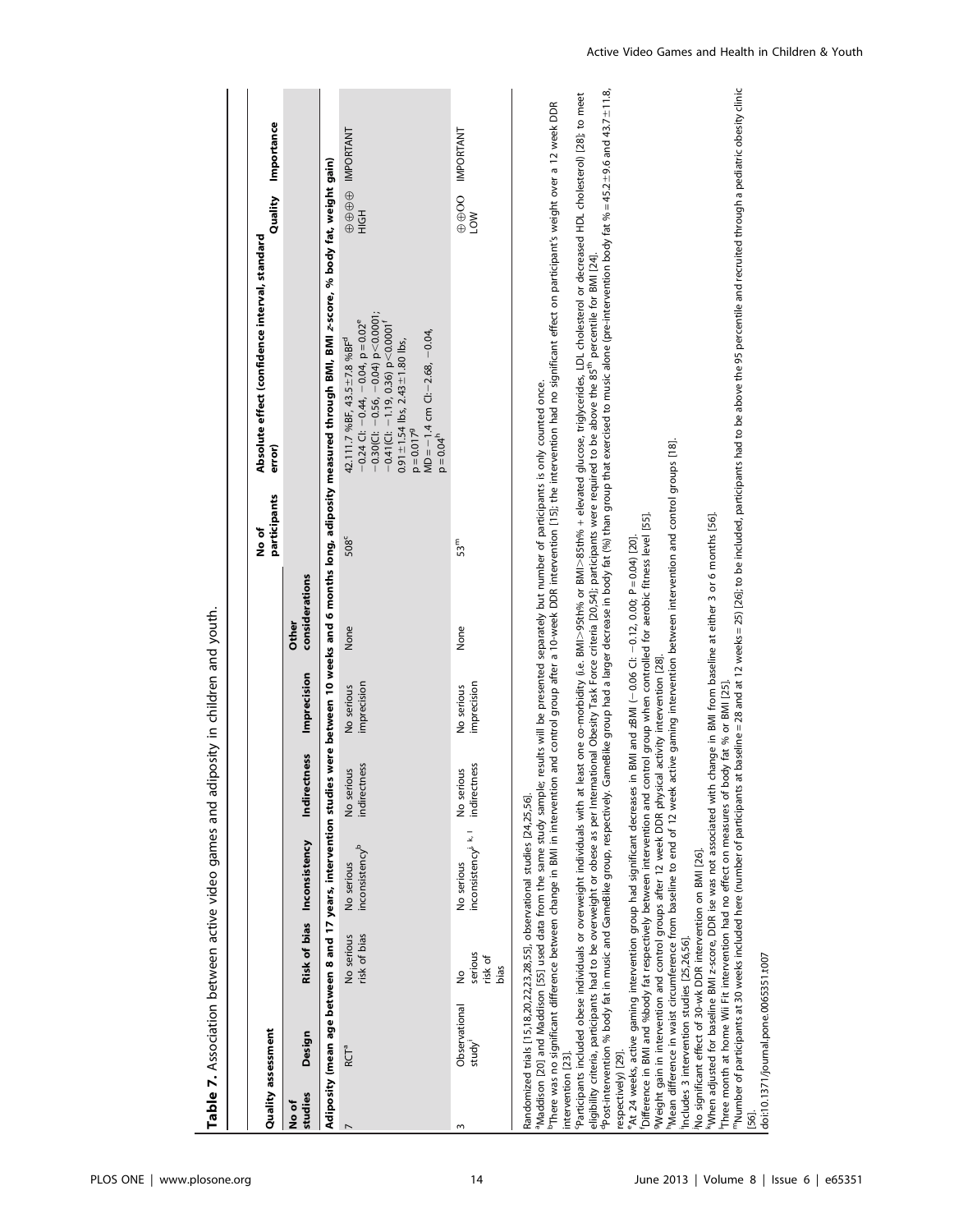**Table 7.** Association between active video games and adiposity in children and youth.

| Quality assessment | | | | | | | No of participants | Absolute effect (confidence interval, standard error) | Quality | Importance |
|---|---|---|---|---|---|---|---|---|---|---|
| No of studies | Design | Risk of bias | Inconsistency | Indirectness | Imprecision | Other considerations | | | | |
| **Adiposity (mean age between 8 and 17 years, intervention studies were between 10 weeks and 6 months long, adiposity measured through BMI, BMI z-score, % body fat, weight gain)** | | | | | | | | | | |
| 7 | RCT[a] | No serious risk of bias | No serious inconsistency[b] | No serious indirectness | No serious imprecision | None | 508[c] | 42.1±11.7 %BF, 43.5±7.8 %BF[d]<br>−0.24 CI: −0.44, −0.04, p = 0.02[e]<br>−0.30(CI: −0.56, −0.04) p<0.0001;<br>−0.41(CI: −1.19, 0.36) p<0.0001[f]<br>0.91±1.54 lbs, 2.43±1.80 lbs,<br>p = 0.017[g]<br>MD = −1.4 cm CI: −2.68, −0.04,<br>p = 0.04[h] | ⊕⊕⊕⊕ HIGH | IMPORTANT |
| 3 | Observational study[i] | No serious risk of bias | No serious inconsistency[j, k, l] | No serious indirectness | No serious imprecision | None | 53[m] | | ⊕⊕OO LOW | IMPORTANT |

Randomized trials [15,18,20,22,23,28,55], observational studies [24,25,56].
[a]Maddison [20] and Maddison [55] used data from the same study sample; results will be presented separately but number of participants is only counted once.
[b]There was no significant difference between change in BMI in intervention and control group after a 10-week DDR intervention [15]; the intervention had no significant effect on participant's weight over a 12 week DDR intervention [23].
[c]Participants included obese individuals or overweight individuals with at least one co-morbidity (i.e. BMI>95th% or BMI>85th% + elevated glucose, triglycerides, LDL cholesterol or decreased HDL cholesterol) [28]; to meet eligibility criteria, participants had to be overweight or obese as per International Obesity Task Force criteria [20,54]; participants were required to be above the 85[th] percentile for BMI [24].
[d]Post-intervention % body fat in music and GameBike group, respectively. GameBike group had a larger decrease in body fat (%) than group that exercised to music alone (pre-intervention body fat % = 45.2±9.6 and 43.7±11.8, respectively) [29].
[e]At 24 weeks, active gaming intervention group had significant decreases in BMI and zBMI (−0.06 CI: −0.12, 0.00; P = 0.04) [20].
[f]Difference in BMI and %body fat respectively between intervention and control group when controlled for aerobic fitness level [55].
[g]Weight gain in intervention and control groups after 12 week DDR physical activity intervention [28].
[h]Mean difference in waist circumference from baseline to end of 12 week active gaming intervention between intervention and control groups [18].
[i]Includes 3 intervention studies [25,26,56].
[j]No significant effect of 30-wk DDR intervention on BMI [26].
[k]When adjusted for baseline BMI z-score, DDR ise was not associated with change in BMI from baseline at either 3 or 6 months [56].
[l]Three month at home Wii Fit intervention had no effect on measures of body fat % or BMI [25].
[m]Number of participants at 30 weeks included here (number of participants at baseline = 28 and at 12 weeks = 25) [26]; to be included, participants had to be above the 95 percentile and recruited through a pediatric obesity clinic [56].
doi:10.1371/journal.pone.0065351.t007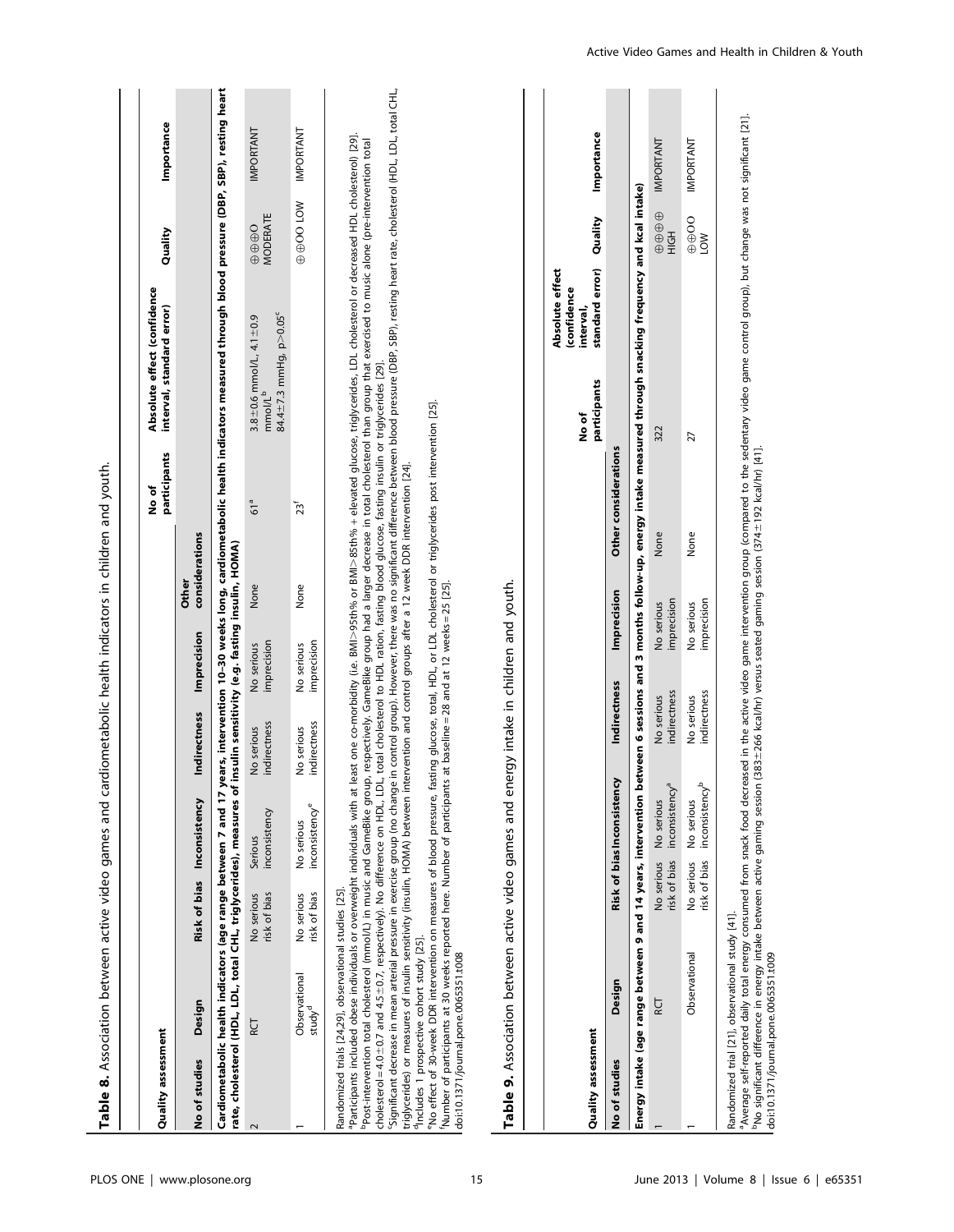**Table 8.** Association between active video games and cardiometabolic health indicators in children and youth.

| Quality assessment | | | | | | | No of participants | Absolute effect (confidence interval, standard error) | Quality | Importance |
|---|---|---|---|---|---|---|---|---|---|---|
| No of studies | Design | Risk of bias | Inconsistency | Indirectness | Imprecision | Other considerations | | | | |
| **Cardiometabolic health indicators (age range between 7 and 17 years, intervention 10–30 weeks long, cardiometabolic health indicators measured through blood pressure (DBP, SBP), resting heart rate, cholesterol (HDL, LDL, total CHL, triglycerides), measures of insulin sensitivity (e.g. fasting insulin, HOMA)** | | | | | | | | | | |
| 2 | RCT | No serious risk of bias | Serious inconsistency | No serious indirectness | No serious imprecision | None | 61[a] | 3.8±0.6 mmol/L, 4.1±0.9 mmol/L[b] 84.4±7.3 mmHg, p>0.05[c] | ⊕⊕⊕O MODERATE | IMPORTANT |
| 1 | Observational study[d] | No serious risk of bias | No serious inconsistency[e] | No serious indirectness | No serious imprecision | None | 23[f] | | ⊕⊕OO LOW | IMPORTANT |

Randomized trials [24,29], observational studies [25].
[a]Participants included obese individuals or overweight individuals with at least one co-morbidity (i.e. BMI>95th% or BMI>85th% + elevated glucose, triglycerides, LDL cholesterol or decreased HDL cholesterol) [29].
[b]Post-intervention total cholesterol (mmol/L) in music and GameBike group, respectively. GameBike group had a larger decrease in total cholesterol than group that exercised to music alone (pre-intervention total cholesterol = 4.0±0.7 and 4.5±0.7, respectively). No difference on HDL, LDL, total cholesterol to HDL ration, fasting blood glucose, fasting insulin or triglycerides [29].
[c]Significant decrease in mean arterial pressure in exercise group (no change in control group). However, there was no significant difference between blood pressure (DBP, SBP), resting heart rate, cholesterol (HDL, LDL, total CHL, triglycerides) or measures of insulin sensitivity (insulin, HOMA) between intervention and control groups after a 12 week DDR intervention [24].
[d]Includes 1 prospective cohort study [25].
[e]No effect of 30-week DDR intervention on measures of blood pressure, fasting glucose, total, HDL, or LDL cholesterol or triglycerides post intervention [25].
[f]Number of participants at 30 weeks reported here. Number of participants at baseline = 28 and at 12 weeks = 25 [25].
doi:10.1371/journal.pone.0065351.t008

**Table 9.** Association between active video games and energy intake in children and youth.

| Quality assessment | | | | | | | No of participants | Absolute effect (confidence interval, standard error) | Quality | Importance |
|---|---|---|---|---|---|---|---|---|---|---|
| No of studies | Design | Risk of bias | Inconsistency | Indirectness | Imprecision | Other considerations | | | | |
| **Energy intake (age range between 9 and 14 years, intervention between 6 sessions and 3 months follow-up, energy intake measured through snacking frequency and kcal intake)** | | | | | | | | | | |
| 1 | RCT | No serious risk of bias | No serious inconsistency[a] | No serious indirectness | No serious imprecision | None | 322 | | ⊕⊕⊕⊕ HIGH | IMPORTANT |
| 1 | Observational | No serious risk of bias | No serious inconsistency[b] | No serious indirectness | No serious imprecision | None | 27 | | ⊕⊕OO LOW | IMPORTANT |

Randomized trial [21], observational study [41].
[a]Average self-reported daily total energy consumed from snack food decreased in the active video game intervention group (compared to the sedentary video game control group), but change was not significant [21].
[b]No significant difference in energy intake between active gaming session (383±266 kcal/hr) versus seated gaming session (374±192 kcal/hr) [41].
doi:10.1371/journal.pone.0065351.t009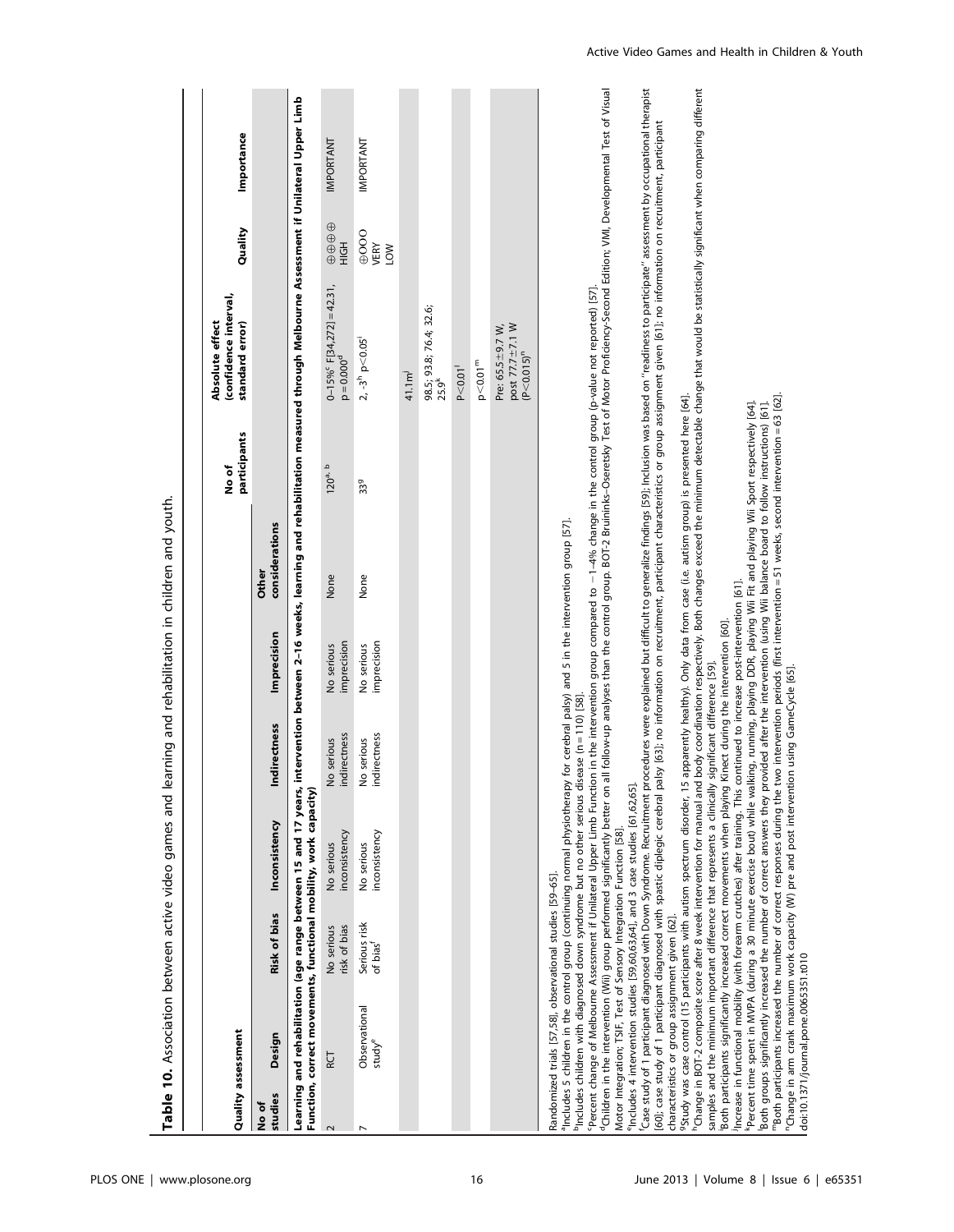**Table 10.** Association between active video games and learning and rehabilitation in children and youth.

| Quality assessment | | | | | | | | | | |
|---|---|---|---|---|---|---|---|---|---|---|
| No of studies | Design | Risk of bias | Inconsistency | Indirectness | Imprecision | Other considerations | No of participants | Absolute effect (confidence interval, standard error) | Quality | Importance |
| **Learning and rehabilitation (age range between 15 and 17 years, intervention between 2–16 weeks, learning and rehabilitation measured through Melbourne Assessment if Unilateral Upper Limb Function, correct movements, functional mobility, work capacity)** | | | | | | | | | | |
| 2 | RCT | No serious risk of bias | No serious inconsistency | No serious indirectness | No serious imprecision | None | 120[a, b] | 0–15%[c] F[34,272] = 42.31, p = 0.000[d] | ⊕⊕⊕⊕ HIGH | IMPORTANT |
| 7 | Observational study[e] | Serious risk of bias[f] | No serious inconsistency | No serious indirectness | No serious imprecision | None | 33[g] | 2, -3[h] p<0.05[i] | ⊕OOO VERY LOW | IMPORTANT |
| | | | | | | | | 41.1m[j] | | |
| | | | | | | | | 98.5; 93.8; 76.4; 32.6; 25.9[k] | | |
| | | | | | | | | P<0.01[l] | | |
| | | | | | | | | p<0.01[m] | | |
| | | | | | | | | Pre: 65.5±9.7 W, post 77.7±7.1 W (P<0.015)[n] | | |

Randomized trials [57,58], observational studies [59–65].

[a]Includes 5 children in the control group (continuing normal physiotherapy for cerebral palsy) and 5 in the intervention group [57].

[b]Includes children with diagnosed down syndrome but no other serious disease (n = 110) [58].

[c]Percent change of Melbourne Assessment if Unilateral Upper Limb Function in the intervention group compared to −1–4% change in the control group (p-value not reported) [57].

[d]Children in the intervention (Wii) group performed significantly better on all follow-up analyses than the control group. BOT-2 Bruininks–Oseretsky Test of Motor Proficiency-Second Edition; VMI, Developmental Test of Visual Motor Integration; TSIF, Test of Sensory Integration Function [58].

[e]Includes 4 intervention studies [59,60,63,64], and 3 case studies [61,62,65].

[f]Case study of 1 participant diagnosed with Down Syndrome. Recruitment procedures were explained but difficult to generalize findings [59]; Inclusion was based on "readiness to participate" assessment by occupational therapist [60]; case study of 1 participant diagnosed with spastic diplegic cerebral palsy [63]; no information on recruitment, participant characteristics or group assignment given [61]; no information on recruitment, participant characteristics or group assignment given [62].

[g]Study was case control (15 participants with autism spectrum disorder, 15 apparently healthy). Only data from case (i.e. autism group) is presented here [64].

[h]Change in BOT-2 composite score after 8 week intervention for manual and body coordination respectively. Both changes exceed the minimum detectable change that would be statistically significant when comparing different samples and the minimum important difference that represents a clinically significant difference [59].

[i]Both participants significantly increased correct movements when playing Kinect during the intervention [60].

[j]Increase in functional mobility (with forearm crutches) after training. This continued to increase post-intervention [61].

[k]Percent time spent in MVPA (during a 30 minute exercise bout) while walking, running, playing DDR, playing Wii Fit and playing Wii Sport respectively [64].

[l]Both groups significantly increased the number of correct answers they provided after the intervention (using Wii balance board to follow instructions) [61].

[m]Both participants increased the number of correct responses during the two intervention periods (first intervention = 51 weeks, second intervention = 63 [62].

[n]Change in arm crank maximum work capacity (W) pre and post intervention using GameCycle [65].

doi:10.1371/journal.pone.0065351.t010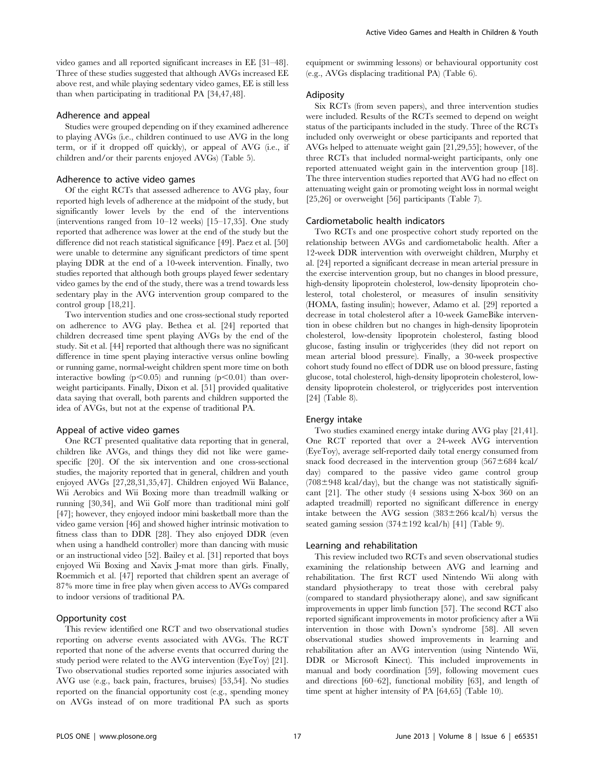video games and all reported significant increases in EE [31–48]. Three of these studies suggested that although AVGs increased EE above rest, and while playing sedentary video games, EE is still less than when participating in traditional PA [34,47,48].

### Adherence and appeal

Studies were grouped depending on if they examined adherence to playing AVGs (i.e., children continued to use AVG in the long term, or if it dropped off quickly), or appeal of AVG (i.e., if children and/or their parents enjoyed AVGs) (Table 5).

### Adherence to active video games

Of the eight RCTs that assessed adherence to AVG play, four reported high levels of adherence at the midpoint of the study, but significantly lower levels by the end of the interventions (interventions ranged from 10–12 weeks) [15–17,35]. One study reported that adherence was lower at the end of the study but the difference did not reach statistical significance [49]. Paez et al. [50] were unable to determine any significant predictors of time spent playing DDR at the end of a 10-week intervention. Finally, two studies reported that although both groups played fewer sedentary video games by the end of the study, there was a trend towards less sedentary play in the AVG intervention group compared to the control group [18,21].

Two intervention studies and one cross-sectional study reported on adherence to AVG play. Bethea et al. [24] reported that children decreased time spent playing AVGs by the end of the study. Sit et al. [44] reported that although there was no significant difference in time spent playing interactive versus online bowling or running game, normal-weight children spent more time on both interactive bowling ($p<0.05$) and running ($p<0.01$) than overweight participants. Finally, Dixon et al. [51] provided qualitative data saying that overall, both parents and children supported the idea of AVGs, but not at the expense of traditional PA.

### Appeal of active video games

One RCT presented qualitative data reporting that in general, children like AVGs, and things they did not like were game-specific [20]. Of the six intervention and one cross-sectional studies, the majority reported that in general, children and youth enjoyed AVGs [27,28,31,35,47]. Children enjoyed Wii Balance, Wii Aerobics and Wii Boxing more than treadmill walking or running [30,34], and Wii Golf more than traditional mini golf [47]; however, they enjoyed indoor mini basketball more than the video game version [46] and showed higher intrinsic motivation to fitness class than to DDR [28]. They also enjoyed DDR (even when using a handheld controller) more than dancing with music or an instructional video [52]. Bailey et al. [31] reported that boys enjoyed Wii Boxing and Xavix J-mat more than girls. Finally, Roemmich et al. [47] reported that children spent an average of 87% more time in free play when given access to AVGs compared to indoor versions of traditional PA.

### Opportunity cost

This review identified one RCT and two observational studies reporting on adverse events associated with AVGs. The RCT reported that none of the adverse events that occurred during the study period were related to the AVG intervention (EyeToy) [21]. Two observational studies reported some injuries associated with AVG use (e.g., back pain, fractures, bruises) [53,54]. No studies reported on the financial opportunity cost (e.g., spending money on AVGs instead of on more traditional PA such as sports equipment or swimming lessons) or behavioural opportunity cost (e.g., AVGs displacing traditional PA) (Table 6).

### Adiposity

Six RCTs (from seven papers), and three intervention studies were included. Results of the RCTs seemed to depend on weight status of the participants included in the study. Three of the RCTs included only overweight or obese participants and reported that AVGs helped to attenuate weight gain [21,29,55]; however, of the three RCTs that included normal-weight participants, only one reported attenuated weight gain in the intervention group [18]. The three intervention studies reported that AVG had no effect on attenuating weight gain or promoting weight loss in normal weight [25,26] or overweight [56] participants (Table 7).

### Cardiometabolic health indicators

Two RCTs and one prospective cohort study reported on the relationship between AVGs and cardiometabolic health. After a 12-week DDR intervention with overweight children, Murphy et al. [24] reported a significant decrease in mean arterial pressure in the exercise intervention group, but no changes in blood pressure, high-density lipoprotein cholesterol, low-density lipoprotein cholesterol, total cholesterol, or measures of insulin sensitivity (HOMA, fasting insulin); however, Adamo et al. [29] reported a decrease in total cholesterol after a 10-week GameBike intervention in obese children but no changes in high-density lipoprotein cholesterol, low-density lipoprotein cholesterol, fasting blood glucose, fasting insulin or triglycerides (they did not report on mean arterial blood pressure). Finally, a 30-week prospective cohort study found no effect of DDR use on blood pressure, fasting glucose, total cholesterol, high-density lipoprotein cholesterol, low-density lipoprotein cholesterol, or triglycerides post intervention [24] (Table 8).

### Energy intake

Two studies examined energy intake during AVG play [21,41]. One RCT reported that over a 24-week AVG intervention (EyeToy), average self-reported daily total energy consumed from snack food decreased in the intervention group ($567\pm684$ kcal/day) compared to the passive video game control group ($708\pm948$ kcal/day), but the change was not statistically significant [21]. The other study (4 sessions using X-box 360 on an adapted treadmill) reported no significant difference in energy intake between the AVG session ($383\pm266$ kcal/h) versus the seated gaming session ($374\pm192$ kcal/h) [41] (Table 9).

### Learning and rehabilitation

This review included two RCTs and seven observational studies examining the relationship between AVG and learning and rehabilitation. The first RCT used Nintendo Wii along with standard physiotherapy to treat those with cerebral palsy (compared to standard physiotherapy alone), and saw significant improvements in upper limb function [57]. The second RCT also reported significant improvements in motor proficiency after a Wii intervention in those with Down's syndrome [58]. All seven observational studies showed improvements in learning and rehabilitation after an AVG intervention (using Nintendo Wii, DDR or Microsoft Kinect). This included improvements in manual and body coordination [59], following movement cues and directions [60–62], functional mobility [63], and length of time spent at higher intensity of PA [64,65] (Table 10).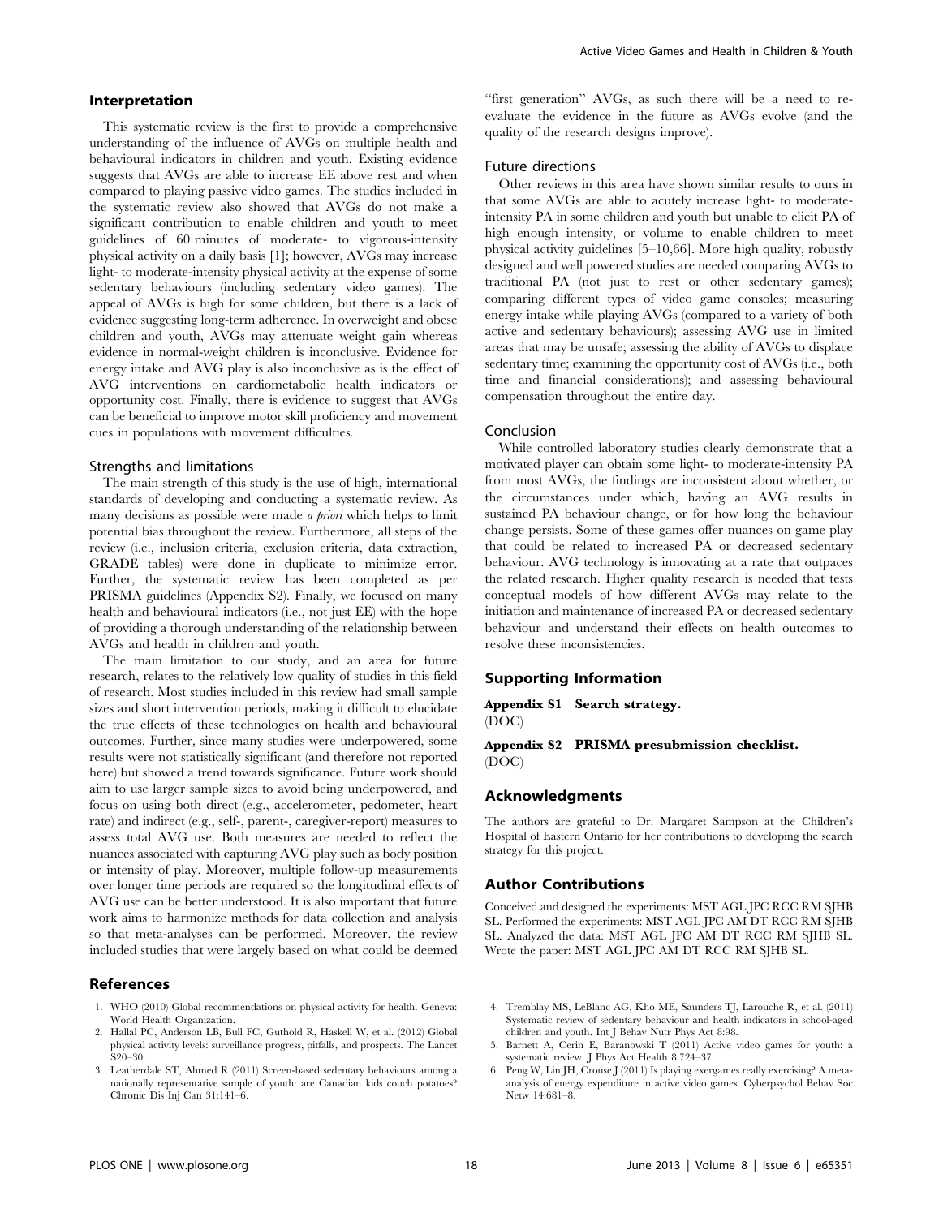### Interpretation

This systematic review is the first to provide a comprehensive understanding of the influence of AVGs on multiple health and behavioural indicators in children and youth. Existing evidence suggests that AVGs are able to increase EE above rest and when compared to playing passive video games. The studies included in the systematic review also showed that AVGs do not make a significant contribution to enable children and youth to meet guidelines of 60 minutes of moderate- to vigorous-intensity physical activity on a daily basis [1]; however, AVGs may increase light- to moderate-intensity physical activity at the expense of some sedentary behaviours (including sedentary video games). The appeal of AVGs is high for some children, but there is a lack of evidence suggesting long-term adherence. In overweight and obese children and youth, AVGs may attenuate weight gain whereas evidence in normal-weight children is inconclusive. Evidence for energy intake and AVG play is also inconclusive as is the effect of AVG interventions on cardiometabolic health indicators or opportunity cost. Finally, there is evidence to suggest that AVGs can be beneficial to improve motor skill proficiency and movement cues in populations with movement difficulties.

#### Strengths and limitations

The main strength of this study is the use of high, international standards of developing and conducting a systematic review. As many decisions as possible were made *a priori* which helps to limit potential bias throughout the review. Furthermore, all steps of the review (i.e., inclusion criteria, exclusion criteria, data extraction, GRADE tables) were done in duplicate to minimize error. Further, the systematic review has been completed as per PRISMA guidelines (Appendix S2). Finally, we focused on many health and behavioural indicators (i.e., not just EE) with the hope of providing a thorough understanding of the relationship between AVGs and health in children and youth.

The main limitation to our study, and an area for future research, relates to the relatively low quality of studies in this field of research. Most studies included in this review had small sample sizes and short intervention periods, making it difficult to elucidate the true effects of these technologies on health and behavioural outcomes. Further, since many studies were underpowered, some results were not statistically significant (and therefore not reported here) but showed a trend towards significance. Future work should aim to use larger sample sizes to avoid being underpowered, and focus on using both direct (e.g., accelerometer, pedometer, heart rate) and indirect (e.g., self-, parent-, caregiver-report) measures to assess total AVG use. Both measures are needed to reflect the nuances associated with capturing AVG play such as body position or intensity of play. Moreover, multiple follow-up measurements over longer time periods are required so the longitudinal effects of AVG use can be better understood. It is also important that future work aims to harmonize methods for data collection and analysis so that meta-analyses can be performed. Moreover, the review included studies that were largely based on what could be deemed "first generation" AVGs, as such there will be a need to re-evaluate the evidence in the future as AVGs evolve (and the quality of the research designs improve).

#### Future directions

Other reviews in this area have shown similar results to ours in that some AVGs are able to acutely increase light- to moderate-intensity PA in some children and youth but unable to elicit PA of high enough intensity, or volume to enable children to meet physical activity guidelines [5–10,66]. More high quality, robustly designed and well powered studies are needed comparing AVGs to traditional PA (not just to rest or other sedentary games); comparing different types of video game consoles; measuring energy intake while playing AVGs (compared to a variety of both active and sedentary behaviours); assessing AVG use in limited areas that may be unsafe; assessing the ability of AVGs to displace sedentary time; examining the opportunity cost of AVGs (i.e., both time and financial considerations); and assessing behavioural compensation throughout the entire day.

#### Conclusion

While controlled laboratory studies clearly demonstrate that a motivated player can obtain some light- to moderate-intensity PA from most AVGs, the findings are inconsistent about whether, or the circumstances under which, having an AVG results in sustained PA behaviour change, or for how long the behaviour change persists. Some of these games offer nuances on game play that could be related to increased PA or decreased sedentary behaviour. AVG technology is innovating at a rate that outpaces the related research. Higher quality research is needed that tests conceptual models of how different AVGs may relate to the initiation and maintenance of increased PA or decreased sedentary behaviour and understand their effects on health outcomes to resolve these inconsistencies.

### Supporting Information

**Appendix S1 Search strategy.**
(DOC)

**Appendix S2 PRISMA presubmission checklist.**
(DOC)

### Acknowledgments

The authors are grateful to Dr. Margaret Sampson at the Children's Hospital of Eastern Ontario for her contributions to developing the search strategy for this project.

### Author Contributions

Conceived and designed the experiments: MST AGL JPC RCC RM SJHB SL. Performed the experiments: MST AGL JPC AM DT RCC RM SJHB SL. Analyzed the data: MST AGL JPC AM DT RCC RM SJHB SL. Wrote the paper: MST AGL JPC AM DT RCC RM SJHB SL.

### References

1. WHO (2010) Global recommendations on physical activity for health. Geneva: World Health Organization.
2. Hallal PC, Anderson LB, Bull FC, Guthold R, Haskell W, et al. (2012) Global physical activity levels: surveillance progress, pitfalls, and prospects. The Lancet S20–30.
3. Leatherdale ST, Ahmed R (2011) Screen-based sedentary behaviours among a nationally representative sample of youth: are Canadian kids couch potatoes? Chronic Dis Inj Can 31:141–6.
4. Tremblay MS, LeBlanc AG, Kho ME, Saunders TJ, Larouche R, et al. (2011) Systematic review of sedentary behaviour and health indicators in school-aged children and youth. Int J Behav Nutr Phys Act 8:98.
5. Barnett A, Cerin E, Baranowski T (2011) Active video games for youth: a systematic review. J Phys Act Health 8:724–37.
6. Peng W, Lin JH, Crouse J (2011) Is playing exergames really exercising? A meta-analysis of energy expenditure in active video games. Cyberpsychol Behav Soc Netw 14:681–8.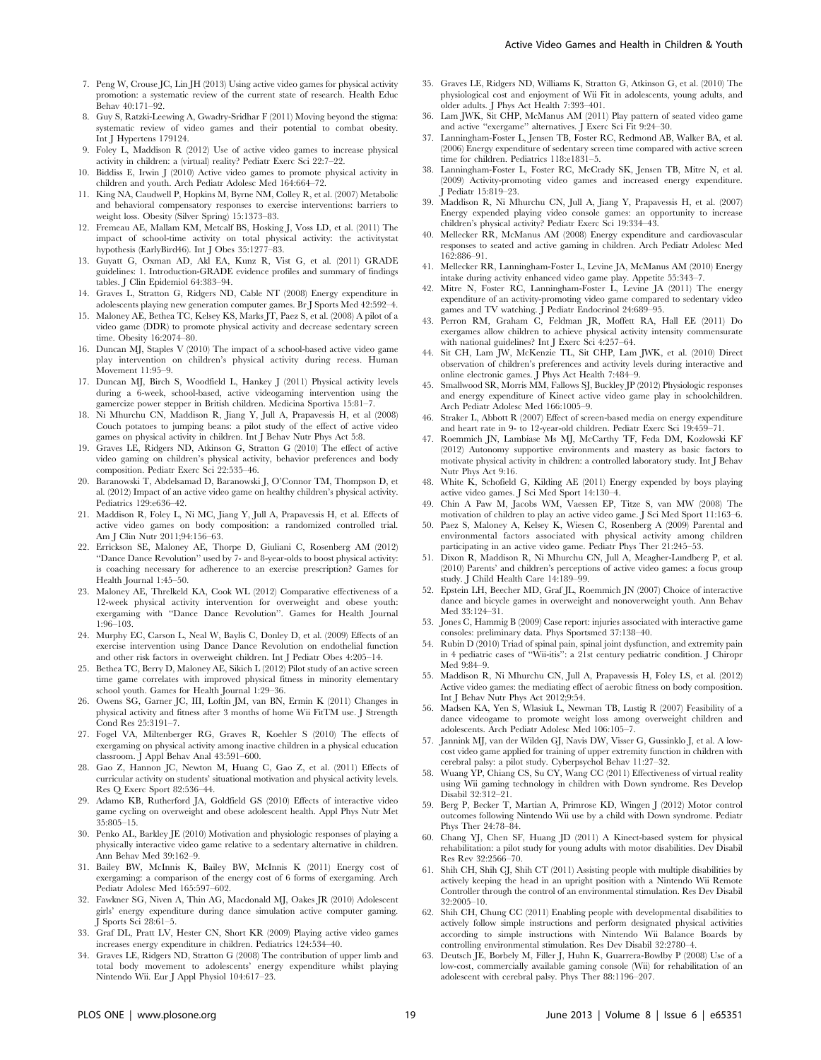7. Peng W, Crouse JC, Lin JH (2013) Using active video games for physical activity promotion: a systematic review of the current state of research. Health Educ Behav 40:171–92.
8. Guy S, Ratzki-Leewing A, Gwadry-Sridhar F (2011) Moving beyond the stigma: systematic review of video games and their potential to combat obesity. Int J Hypertens 179124.
9. Foley L, Maddison R (2012) Use of active video games to increase physical activity in children: a (virtual) reality? Pediatr Exerc Sci 22:7–22.
10. Biddiss E, Irwin J (2010) Active video games to promote physical activity in children and youth. Arch Pediatr Adolesc Med 164:664–72.
11. King NA, Caudwell P, Hopkins M, Byrne NM, Colley R, et al. (2007) Metabolic and behavioral compensatory responses to exercise interventions: barriers to weight loss. Obesity (Silver Spring) 15:1373–83.
12. Fremeau AE, Mallam KM, Metcalf BS, Hosking J, Voss LD, et al. (2011) The impact of school-time activity on total physical activity: the activitystat hypothesis (EarlyBird46). Int J Obes 35:1277–83.
13. Guyatt G, Oxman AD, Akl EA, Kunz R, Vist G, et al. (2011) GRADE guidelines: 1. Introduction-GRADE evidence profiles and summary of findings tables. J Clin Epidemiol 64:383–94.
14. Graves L, Stratton G, Ridgers ND, Cable NT (2008) Energy expenditure in adolescents playing new generation computer games. Br J Sports Med 42:592–4.
15. Maloney AE, Bethea TC, Kelsey KS, Marks JT, Paez S, et al. (2008) A pilot of a video game (DDR) to promote physical activity and decrease sedentary screen time. Obesity 16:2074–80.
16. Duncan MJ, Staples V (2010) The impact of a school-based active video game play intervention on children's physical activity during recess. Human Movement 11:95–9.
17. Duncan MJ, Birch S, Woodfield L, Hankey J (2011) Physical activity levels during a 6-week, school-based, active videogaming intervention using the gamercize power stepper in British children. Medicina Sportiva 15:81–7.
18. Ni Mhurchu CN, Maddison R, Jiang Y, Jull A, Prapavessis H, et al (2008) Couch potatoes to jumping beans: a pilot study of the effect of active video games on physical activity in children. Int J Behav Nutr Phys Act 5:8.
19. Graves LE, Ridgers ND, Atkinson G, Stratton G (2010) The effect of active video gaming on children's physical activity, behavior preferences and body composition. Pediatr Exerc Sci 22:535–46.
20. Baranowski T, Abdelsamad D, Baranowski J, O'Connor TM, Thompson D, et al. (2012) Impact of an active video game on healthy children's physical activity. Pediatrics 129:e636–42.
21. Maddison R, Foley L, Ni MC, Jiang Y, Jull A, Prapavessis H, et al. Effects of active video games on body composition: a randomized controlled trial. Am J Clin Nutr 2011;94:156–63.
22. Errickson SE, Maloney AE, Thorpe D, Giuliani C, Rosenberg AM (2012) "Dance Dance Revolution" used by 7- and 8-year-olds to boost physical activity: is coaching necessary for adherence to an exercise prescription? Games for Health Journal 1:45–50.
23. Maloney AE, Threlkeld KA, Cook WL (2012) Comparative effectiveness of a 12-week physical activity intervention for overweight and obese youth: exergaming with "Dance Dance Revolution". Games for Health Journal 1:96–103.
24. Murphy EC, Carson L, Neal W, Baylis C, Donley D, et al. (2009) Effects of an exercise intervention using Dance Dance Revolution on endothelial function and other risk factors in overweight children. Int J Pediatr Obes 4:205–14.
25. Bethea TC, Berry D, Maloney AE, Sikich L (2012) Pilot study of an active screen time game correlates with improved physical fitness in minority elementary school youth. Games for Health Journal 1:29–36.
26. Owens SG, Garner JC, III, Loftin JM, van BN, Ermin K (2011) Changes in physical activity and fitness after 3 months of home Wii FitTM use. J Strength Cond Res 25:3191–7.
27. Fogel VA, Miltenberger RG, Graves R, Koehler S (2010) The effects of exergaming on physical activity among inactive children in a physical education classroom. J Appl Behav Anal 43:591–600.
28. Gao Z, Hannon JC, Newton M, Huang C, Gao Z, et al. (2011) Effects of curricular activity on students' situational motivation and physical activity levels. Res Q Exerc Sport 82:536–44.
29. Adamo KB, Rutherford JA, Goldfield GS (2010) Effects of interactive video game cycling on overweight and obese adolescent health. Appl Phys Nutr Met 35:805–15.
30. Penko AL, Barkley JE (2010) Motivation and physiologic responses of playing a physically interactive video game relative to a sedentary alternative in children. Ann Behav Med 39:162–9.
31. Bailey BW, McInnis K, Bailey BW, McInnis K (2011) Energy cost of exergaming: a comparison of the energy cost of 6 forms of exergaming. Arch Pediatr Adolesc Med 165:597–602.
32. Fawkner SG, Niven A, Thin AG, Macdonald MJ, Oakes JR (2010) Adolescent girls' energy expenditure during dance simulation active computer gaming. J Sports Sci 28:61–5.
33. Graf DL, Pratt LV, Hester CN, Short KR (2009) Playing active video games increases energy expenditure in children. Pediatrics 124:534–40.
34. Graves LE, Ridgers ND, Stratton G (2008) The contribution of upper limb and total body movement to adolescents' energy expenditure whilst playing Nintendo Wii. Eur J Appl Physiol 104:617–23.
35. Graves LE, Ridgers ND, Williams K, Stratton G, Atkinson G, et al. (2010) The physiological cost and enjoyment of Wii Fit in adolescents, young adults, and older adults. J Phys Act Health 7:393–401.
36. Lam JWK, Sit CHP, McManus AM (2011) Play pattern of seated video game and active "exergame" alternatives. J Exerc Sci Fit 9:24–30.
37. Lanningham-Foster L, Jensen TB, Foster RC, Redmond AB, Walker BA, et al. (2006) Energy expenditure of sedentary screen time compared with active screen time for children. Pediatrics 118:e1831–5.
38. Lanningham-Foster L, Foster RC, McCrady SK, Jensen TB, Mitre N, et al. (2009) Activity-promoting video games and increased energy expenditure. J Pediatr 15:819–23.
39. Maddison R, Ni Mhurchu CN, Jull A, Jiang Y, Prapavessis H, et al. (2007) Energy expended playing video console games: an opportunity to increase children's physical activity? Pediatr Exerc Sci 19:334–43.
40. Mellecker RR, McManus AM (2008) Energy expenditure and cardiovascular responses to seated and active gaming in children. Arch Pediatr Adolesc Med 162:886–91.
41. Mellecker RR, Lanningham-Foster L, Levine JA, McManus AM (2010) Energy intake during activity enhanced video game play. Appetite 55:343–7.
42. Mitre N, Foster RC, Lanningham-Foster L, Levine JA (2011) The energy expenditure of an activity-promoting video game compared to sedentary video games and TV watching. J Pediatr Endocrinol 24:689–95.
43. Perron RM, Graham C, Feldman JR, Moffett RA, Hall EE (2011) Do exergames allow children to achieve physical activity intensity commensurate with national guidelines? Int J Exerc Sci 4:257–64.
44. Sit CH, Lam JW, McKenzie TL, Sit CHP, Lam JWK, et al. (2010) Direct observation of children's preferences and activity levels during interactive and online electronic games. J Phys Act Health 7:484–9.
45. Smallwood SR, Morris MM, Fallows SJ, Buckley JP (2012) Physiologic responses and energy expenditure of Kinect active video game play in schoolchildren. Arch Pediatr Adolesc Med 166:1005–9.
46. Straker L, Abbott R (2007) Effect of screen-based media on energy expenditure and heart rate in 9- to 12-year-old children. Pediatr Exerc Sci 19:459–71.
47. Roemmich JN, Lambiase Ms MJ, McCarthy TF, Feda DM, Kozlowski KF (2012) Autonomy supportive environments and mastery as basic factors to motivate physical activity in children: a controlled laboratory study. Int J Behav Nutr Phys Act 9:16.
48. White K, Schofield G, Kilding AE (2011) Energy expended by boys playing active video games. J Sci Med Sport 14:130–4.
49. Chin A Paw M, Jacobs WM, Vaessen EP, Titze S, van MW (2008) The motivation of children to play an active video game. J Sci Med Sport 11:163–6.
50. Paez S, Maloney A, Kelsey K, Wiesen C, Rosenberg A (2009) Parental and environmental factors associated with physical activity among children participating in an active video game. Pediatr Phys Ther 21:245–53.
51. Dixon R, Maddison R, Ni Mhurchu CN, Jull A, Meagher-Lundberg P, et al. (2010) Parents' and children's perceptions of active video games: a focus group study. J Child Health Care 14:189–99.
52. Epstein LH, Beecher MD, Graf JL, Roemmich JN (2007) Choice of interactive dance and bicycle games in overweight and nonoverweight youth. Ann Behav Med 33:124–31.
53. Jones C, Hammig B (2009) Case report: injuries associated with interactive game consoles: preliminary data. Phys Sportsmed 37:138–40.
54. Rubin D (2010) Triad of spinal pain, spinal joint dysfunction, and extremity pain in 4 pediatric cases of "Wii-itis": a 21st century pediatric condition. J Chiropr Med 9:84–9.
55. Maddison R, Ni Mhurchu CN, Jull A, Prapavessis H, Foley LS, et al. (2012) Active video games: the mediating effect of aerobic fitness on body composition. Int J Behav Nutr Phys Act 2012;9:54.
56. Madsen KA, Yen S, Wlasiuk L, Newman TB, Lustig R (2007) Feasibility of a dance videogame to promote weight loss among overweight children and adolescents. Arch Pediatr Adolesc Med 106:105–7.
57. Jannink MJ, van der Wilden GJ, Navis DW, Visser G, Gussinklo J, et al. A low-cost video game applied for training of upper extremity function in children with cerebral palsy: a pilot study. Cyberpsychol Behav 11:27–32.
58. Wuang YP, Chiang CS, Su CY, Wang CC (2011) Effectiveness of virtual reality using Wii gaming technology in children with Down syndrome. Res Develop Disabil 32:312–21.
59. Berg P, Becker T, Martian A, Primrose KD, Wingen J (2012) Motor control outcomes following Nintendo Wii use by a child with Down syndrome. Pediatr Phys Ther 24:78–84.
60. Chang YJ, Chen SF, Huang JD (2011) A Kinect-based system for physical rehabilitation: a pilot study for young adults with motor disabilities. Dev Disabil Res Rev 32:2566–70.
61. Shih CH, Shih CJ, Shih CT (2011) Assisting people with multiple disabilities by actively keeping the head in an upright position with a Nintendo Wii Remote Controller through the control of an environmental stimulation. Res Dev Disabil 32:2005–10.
62. Shih CH, Chung CC (2011) Enabling people with developmental disabilities to actively follow simple instructions and perform designated physical activities according to simple instructions with Nintendo Wii Balance Boards by controlling environmental stimulation. Res Dev Disabil 32:2780–4.
63. Deutsch JE, Borbely M, Filler J, Huhn K, Guarrera-Bowlby P (2008) Use of a low-cost, commercially available gaming console (Wii) for rehabilitation of an adolescent with cerebral palsy. Phys Ther 88:1196–207.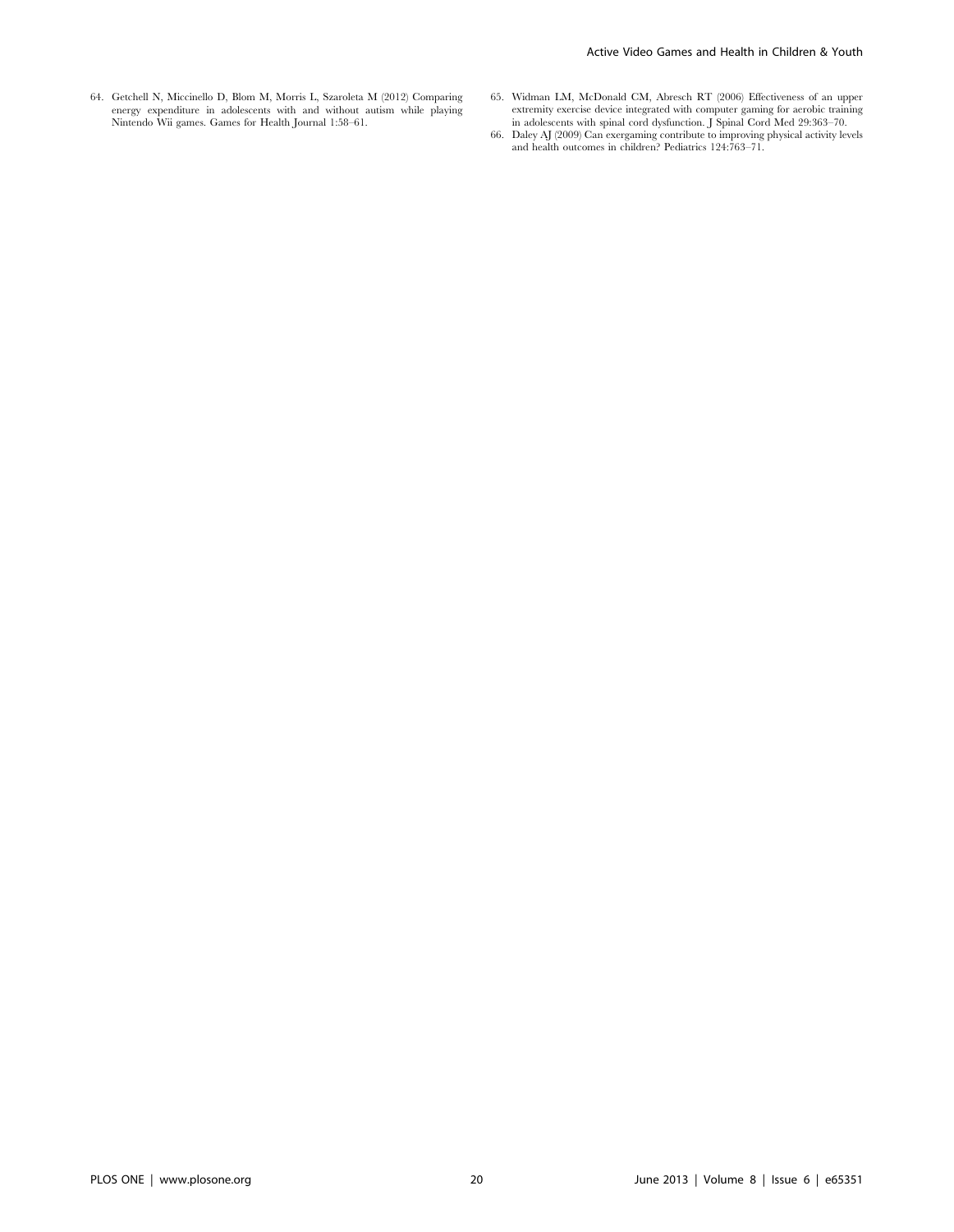64. Getchell N, Miccinello D, Blom M, Morris L, Szaroleta M (2012) Comparing energy expenditure in adolescents with and without autism while playing Nintendo Wii games. Games for Health Journal 1:58–61.
65. Widman LM, McDonald CM, Abresch RT (2006) Effectiveness of an upper extremity exercise device integrated with computer gaming for aerobic training in adolescents with spinal cord dysfunction. J Spinal Cord Med 29:363–70.
66. Daley AJ (2009) Can exergaming contribute to improving physical activity levels and health outcomes in children? Pediatrics 124:763–71.